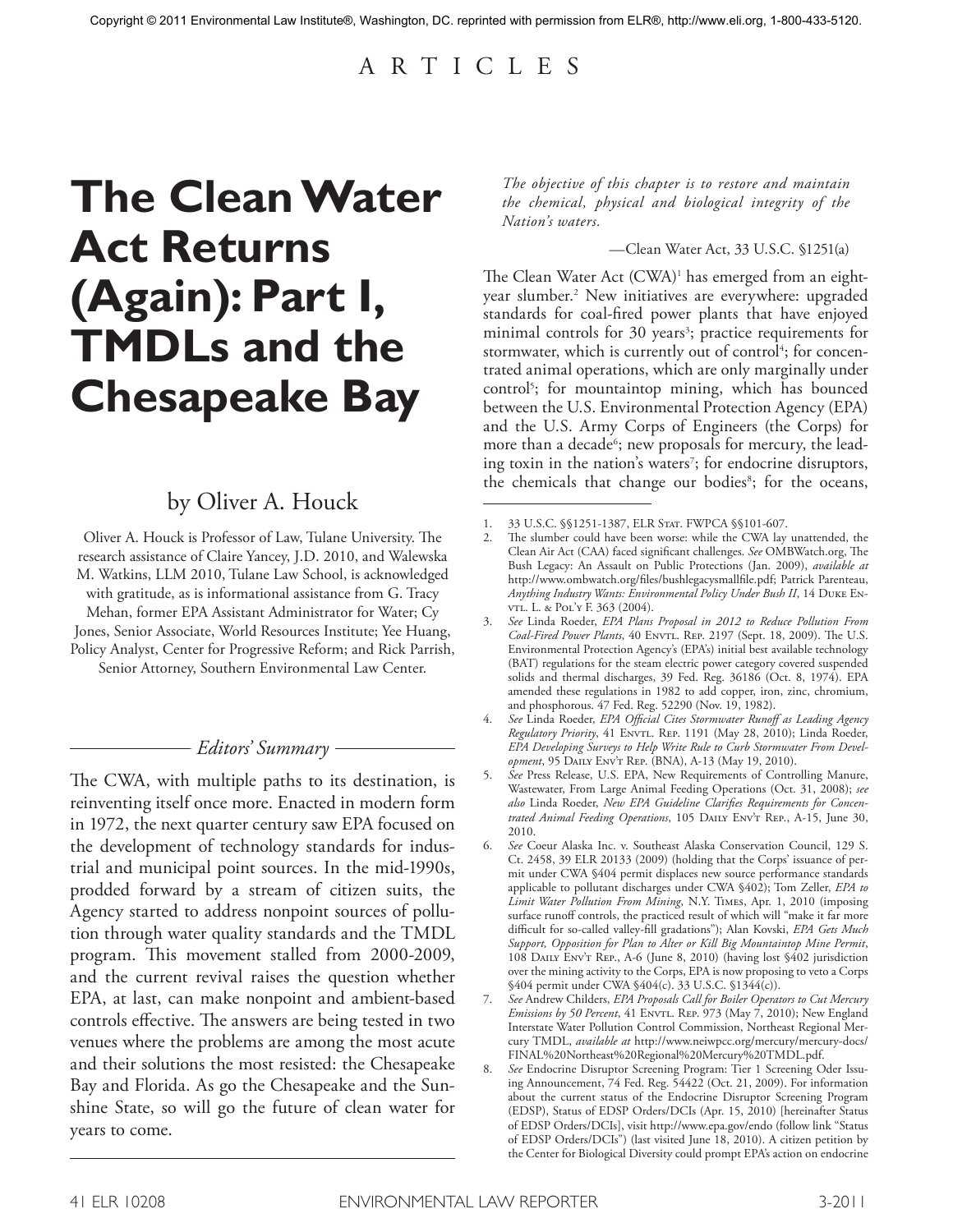Copyright © 2011 Environmental Law Institute®, Washington, DC. reprinted with permission from ELR®, http://www.eli.org, 1-800-433-5120.

ARTICLES

# The Clean Water Act Returns (Again): Part I, TMDLs and the Chesapeake Bay

by Oliver A. Houck

Oliver A. Houck is Professor of Law, Tulane University. The research assistance of Claire Yancey, J.D. 2010, and Walewska M. Watkins, LLM 2010, Tulane Law School, is acknowledged with gratitude, as is informational assistance from G. Tracy Mehan, former EPA Assistant Administrator for Water; Cy Jones, Senior Associate, World Resources Institute; Yee Huang, Policy Analyst, Center for Progressive Reform; and Rick Parrish, Senior Attorney, Southern Environmental Law Center.

*Editors' Summary*

The CWA, with multiple paths to its destination, is reinventing itself once more. Enacted in modern form in 1972, the next quarter century saw EPA focused on the development of technology standards for industrial and municipal point sources. In the mid-1990s, prodded forward by a stream of citizen suits, the Agency started to address nonpoint sources of pollution through water quality standards and the TMDL program. This movement stalled from 2000-2009, and the current revival raises the question whether EPA, at last, can make nonpoint and ambient-based controls effective. The answers are being tested in two venues where the problems are among the most acute and their solutions the most resisted: the Chesapeake Bay and Florida. As go the Chesapeake and the Sunshine State, so will go the future of clean water for years to come.

*The objective of this chapter is to restore and maintain the chemical, physical and biological integrity of the Nation's waters.*

—Clean Water Act, 33 U.S.C. §1251(a)

The Clean Water Act (CWA)[1] has emerged from an eight-year slumber.[2] New initiatives are everywhere: upgraded standards for coal-fired power plants that have enjoyed minimal controls for 30 years[3]; practice requirements for stormwater, which is currently out of control[4]; for concentrated animal operations, which are only marginally under control[5]; for mountaintop mining, which has bounced between the U.S. Environmental Protection Agency (EPA) and the U.S. Army Corps of Engineers (the Corps) for more than a decade[6]; new proposals for mercury, the leading toxin in the nation's waters[7]; for endocrine disruptors, the chemicals that change our bodies[8]; for the oceans,

---

1. 33 U.S.C. §§1251-1387, ELR Stat. FWPCA §§101-607.
2. The slumber could have been worse: while the CWA lay unattended, the Clean Air Act (CAA) faced significant challenges. *See* OMBWatch.org, The Bush Legacy: An Assault on Public Protections (Jan. 2009), *available at* http://www.ombwatch.org/files/bushlegacysmallfile.pdf; Patrick Parenteau, *Anything Industry Wants: Environmental Policy Under Bush II*, 14 Duke Envtl. L. & Pol'y F. 363 (2004).
3. *See* Linda Roeder, *EPA Plans Proposal in 2012 to Reduce Pollution From Coal-Fired Power Plants*, 40 Envtl. Rep. 2197 (Sept. 18, 2009). The U.S. Environmental Protection Agency's (EPA's) initial best available technology (BAT) regulations for the steam electric power category covered suspended solids and thermal discharges, 39 Fed. Reg. 36186 (Oct. 8, 1974). EPA amended these regulations in 1982 to add copper, iron, zinc, chromium, and phosphorous. 47 Fed. Reg. 52290 (Nov. 19, 1982).
4. *See* Linda Roeder, *EPA Official Cites Stormwater Runoff as Leading Agency Regulatory Priority*, 41 Envtl. Rep. 1191 (May 28, 2010); Linda Roeder, *EPA Developing Surveys to Help Write Rule to Curb Stormwater From Development*, 95 Daily Env't Rep. (BNA), A-13 (May 19, 2010).
5. *See* Press Release, U.S. EPA, New Requirements of Controlling Manure, Wastewater, From Large Animal Feeding Operations (Oct. 31, 2008); *see also* Linda Roeder, *New EPA Guideline Clarifies Requirements for Concentrated Animal Feeding Operations*, 105 Daily Env't Rep., A-15, June 30, 2010.
6. *See* Coeur Alaska Inc. v. Southeast Alaska Conservation Council, 129 S. Ct. 2458, 39 ELR 20133 (2009) (holding that the Corps' issuance of permit under CWA §404 permit displaces new source performance standards applicable to pollutant discharges under CWA §402); Tom Zeller, *EPA to Limit Water Pollution From Mining*, N.Y. Times, Apr. 1, 2010 (imposing surface runoff controls, the practiced result of which will "make it far more difficult for so-called valley-fill gradations"); Alan Kovski, *EPA Gets Much Support, Opposition for Plan to Alter or Kill Big Mountaintop Mine Permit*, 108 Daily Env't Rep., A-6 (June 8, 2010) (having lost §402 jurisdiction over the mining activity to the Corps, EPA is now proposing to veto a Corps §404 permit under CWA §404(c). 33 U.S.C. §1344(c)).
7. *See* Andrew Childers, *EPA Proposals Call for Boiler Operators to Cut Mercury Emissions by 50 Percent*, 41 Envtl. Rep. 973 (May 7, 2010); New England Interstate Water Pollution Control Commission, Northeast Regional Mercury TMDL, *available at* http://www.neiwpcc.org/mercury/mercury-docs/FINAL%20Northeast%20Regional%20Mercury%20TMDL.pdf.
8. *See* Endocrine Disruptor Screening Program: Tier 1 Screening Oder Issuing Announcement, 74 Fed. Reg. 54422 (Oct. 21, 2009). For information about the current status of the Endocrine Disruptor Screening Program (EDSP), Status of EDSP Orders/DCIs (Apr. 15, 2010) [hereinafter Status of EDSP Orders/DCIs], visit http://www.epa.gov/endo (follow link "Status of EDSP Orders/DCIs") (last visited June 18, 2010). A citizen petition by the Center for Biological Diversity could prompt EPA's action on endocrine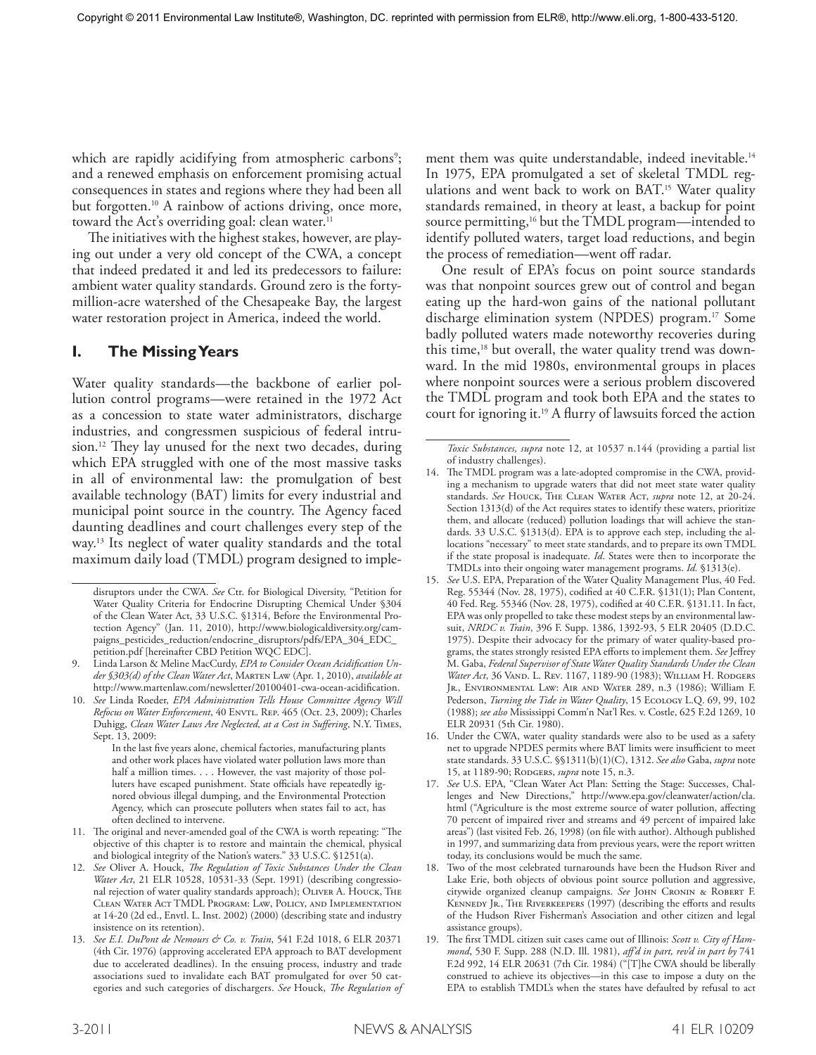which are rapidly acidifying from atmospheric carbons[9]; and a renewed emphasis on enforcement promising actual consequences in states and regions where they had been all but forgotten.[10] A rainbow of actions driving, once more, toward the Act's overriding goal: clean water.[11]

The initiatives with the highest stakes, however, are playing out under a very old concept of the CWA, a concept that indeed predated it and led its predecessors to failure: ambient water quality standards. Ground zero is the forty-million-acre watershed of the Chesapeake Bay, the largest water restoration project in America, indeed the world.

## I. The Missing Years

Water quality standards—the backbone of earlier pollution control programs—were retained in the 1972 Act as a concession to state water administrators, discharge industries, and congressmen suspicious of federal intrusion.[12] They lay unused for the next two decades, during which EPA struggled with one of the most massive tasks in all of environmental law: the promulgation of best available technology (BAT) limits for every industrial and municipal point source in the country. The Agency faced daunting deadlines and court challenges every step of the way.[13] Its neglect of water quality standards and the total maximum daily load (TMDL) program designed to implement them was quite understandable, indeed inevitable.[14] In 1975, EPA promulgated a set of skeletal TMDL regulations and went back to work on BAT.[15] Water quality standards remained, in theory at least, a backup for point source permitting,[16] but the TMDL program—intended to identify polluted waters, target load reductions, and begin the process of remediation—went off radar.

One result of EPA's focus on point source standards was that nonpoint sources grew out of control and began eating up the hard-won gains of the national pollutant discharge elimination system (NPDES) program.[17] Some badly polluted waters made noteworthy recoveries during this time,[18] but overall, the water quality trend was downward. In the mid 1980s, environmental groups in places where nonpoint sources were a serious problem discovered the TMDL program and took both EPA and the states to court for ignoring it.[19] A flurry of lawsuits forced the action

---

disruptors under the CWA. *See* Ctr. for Biological Diversity, "Petition for Water Quality Criteria for Endocrine Disrupting Chemical Under §304 of the Clean Water Act, 33 U.S.C. §1314, Before the Environmental Protection Agency" (Jan. 11, 2010), http://www.biologicaldiversity.org/campaigns_pesticides_reduction/endocrine_disruptors/pdfs/EPA_304_EDC_petition.pdf [hereinafter CBD Petition WQC EDC].

9. Linda Larson & Meline MacCurdy, *EPA to Consider Ocean Acidification Under §303(d) of the Clean Water Act*, Marten Law (Apr. 1, 2010), *available at* http://www.martenlaw.com/newsletter/20100401-cwa-ocean-acidification.

10. *See* Linda Roeder, *EPA Administration Tells House Committee Agency Will Refocus on Water Enforcement*, 40 Envtl. Rep. 465 (Oct. 23, 2009); Charles Duhigg, *Clean Water Laws Are Neglected, at a Cost in Suffering*, N.Y. Times, Sept. 13, 2009:

   > In the last five years alone, chemical factories, manufacturing plants and other work places have violated water pollution laws more than half a million times. . . . However, the vast majority of those polluters have escaped punishment. State officials have repeatedly ignored obvious illegal dumping, and the Environmental Protection Agency, which can prosecute polluters when states fail to act, has often declined to intervene.

11. The original and never-amended goal of the CWA is worth repeating: "The objective of this chapter is to restore and maintain the chemical, physical and biological integrity of the Nation's waters." 33 U.S.C. §1251(a).

12. *See* Oliver A. Houck, *The Regulation of Toxic Substances Under the Clean Water Act*, 21 ELR 10528, 10531-33 (Sept. 1991) (describing congressional rejection of water quality standards approach); Oliver A. Houck, The Clean Water Act TMDL Program: Law, Policy, and Implementation at 14-20 (2d ed., Envtl. L. Inst. 2002) (2000) (describing state and industry insistence on its retention).

13. *See E.I. DuPont de Nemours & Co. v. Train*, 541 F.2d 1018, 6 ELR 20371 (4th Cir. 1976) (approving accelerated EPA approach to BAT development due to accelerated deadlines). In the ensuing process, industry and trade associations sued to invalidate each BAT promulgated for over 50 categories and such categories of dischargers. *See* Houck, *The Regulation of Toxic Substances, supra* note 12, at 10537 n.144 (providing a partial list of industry challenges).

14. The TMDL program was a late-adopted compromise in the CWA, providing a mechanism to upgrade waters that did not meet state water quality standards. *See* Houck, The Clean Water Act, *supra* note 12, at 20-24. Section 1313(d) of the Act requires states to identify these waters, prioritize them, and allocate (reduced) pollution loadings that will achieve the standards. 33 U.S.C. §1313(d). EPA is to approve each step, including the allocations "necessary" to meet state standards, and to prepare its own TMDL if the state proposal is inadequate. *Id.* States were then to incorporate the TMDLs into their ongoing water management programs. *Id.* §1313(e).

15. *See* U.S. EPA, Preparation of the Water Quality Management Plus, 40 Fed. Reg. 55344 (Nov. 28, 1975), codified at 40 C.F.R. §131(1); Plan Content, 40 Fed. Reg. 55346 (Nov. 28, 1975), codified at 40 C.F.R. §131.11. In fact, EPA was only propelled to take these modest steps by an environmental lawsuit, *NRDC v. Train*, 396 F. Supp. 1386, 1392-93, 5 ELR 20405 (D.D.C. 1975). Despite their advocacy for the primary of water quality-based programs, the states strongly resisted EPA efforts to implement them. *See* Jeffrey M. Gaba, *Federal Supervisor of State Water Quality Standards Under the Clean Water Act*, 36 Vand. L. Rev. 1167, 1189-90 (1983); William H. Rodgers Jr., Environmental Law: Air and Water 289, n.3 (1986); William F. Pederson, *Turning the Tide in Water Quality*, 15 Ecology L.Q. 69, 99, 102 (1988); *see also* Mississippi Comm'n Nat'l Res. v. Costle, 625 F.2d 1269, 10 ELR 20931 (5th Cir. 1980).

16. Under the CWA, water quality standards were also to be used as a safety net to upgrade NPDES permits where BAT limits were insufficient to meet state standards. 33 U.S.C. §§1311(b)(1)(C), 1312. *See also* Gaba, *supra* note 15, at 1189-90; Rodgers, *supra* note 15, n.3.

17. *See* U.S. EPA, "Clean Water Act Plan: Setting the Stage: Successes, Challenges and New Directions," http://www.epa.gov/cleanwater/action/cla.html ("Agriculture is the most extreme source of water pollution, affecting 70 percent of impaired river and streams and 49 percent of impaired lake areas") (last visited Feb. 26, 1998) (on file with author). Although published in 1997, and summarizing data from previous years, were the report written today, its conclusions would be much the same.

18. Two of the most celebrated turnarounds have been the Hudson River and Lake Erie, both objects of obvious point source pollution and aggressive, citywide organized cleanup campaigns. *See* John Cronin & Robert F. Kennedy Jr., The Riverkeepers (1997) (describing the efforts and results of the Hudson River Fisherman's Association and other citizen and legal assistance groups).

19. The first TMDL citizen suit cases came out of Illinois: *Scott v. City of Hammond*, 530 F. Supp. 288 (N.D. Ill. 1981), *aff'd in part, rev'd in part by* 741 F.2d 992, 14 ELR 20631 (7th Cir. 1984) ("[T]he CWA should be liberally construed to achieve its objectives—in this case to impose a duty on the EPA to establish TMDL's when the states have defaulted by refusal to act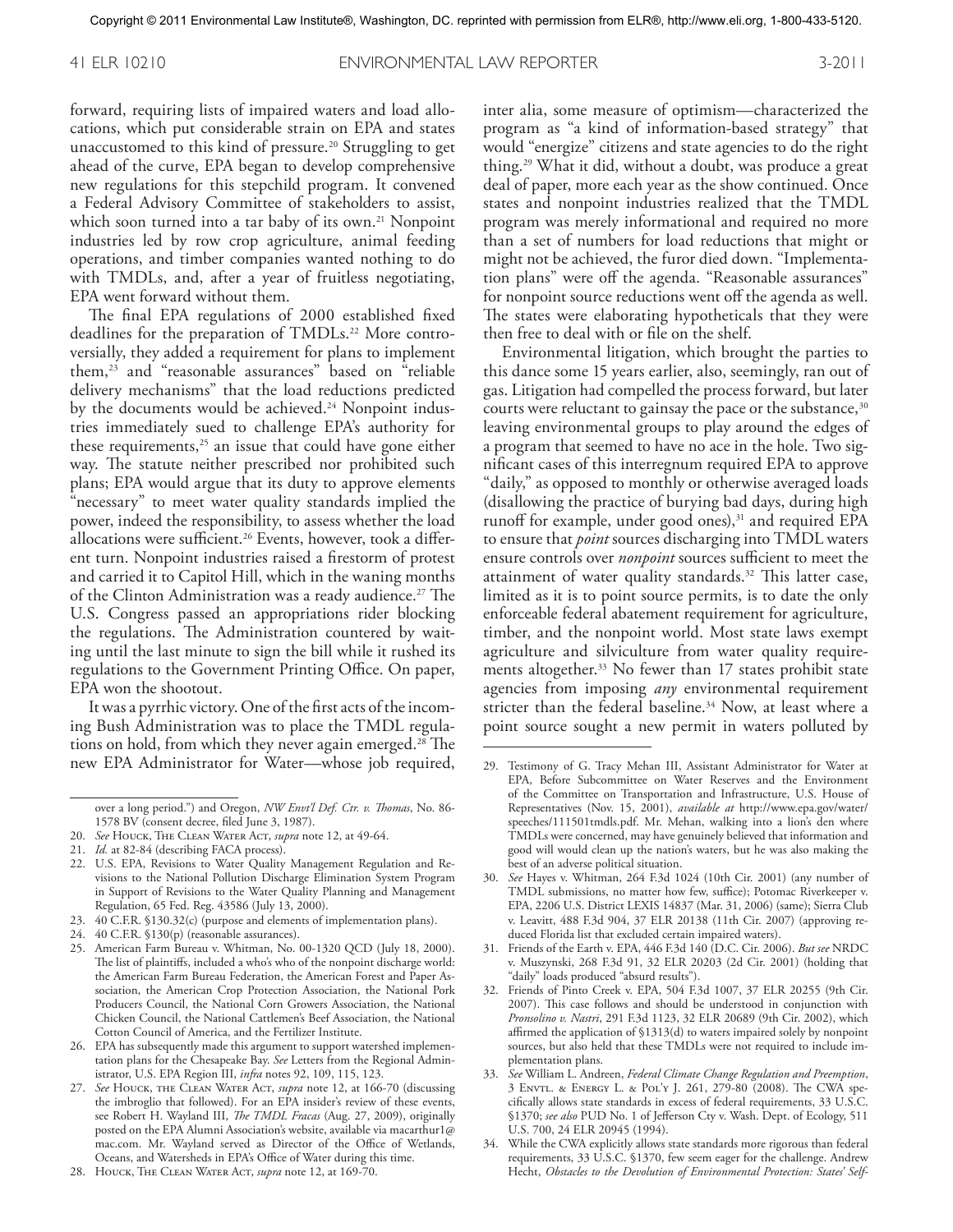forward, requiring lists of impaired waters and load allocations, which put considerable strain on EPA and states unaccustomed to this kind of pressure.[20] Struggling to get ahead of the curve, EPA began to develop comprehensive new regulations for this stepchild program. It convened a Federal Advisory Committee of stakeholders to assist, which soon turned into a tar baby of its own.[21] Nonpoint industries led by row crop agriculture, animal feeding operations, and timber companies wanted nothing to do with TMDLs, and, after a year of fruitless negotiating, EPA went forward without them.

The final EPA regulations of 2000 established fixed deadlines for the preparation of TMDLs.[22] More controversially, they added a requirement for plans to implement them,[23] and "reasonable assurances" based on "reliable delivery mechanisms" that the load reductions predicted by the documents would be achieved.[24] Nonpoint industries immediately sued to challenge EPA's authority for these requirements,[25] an issue that could have gone either way. The statute neither prescribed nor prohibited such plans; EPA would argue that its duty to approve elements "necessary" to meet water quality standards implied the power, indeed the responsibility, to assess whether the load allocations were sufficient.[26] Events, however, took a different turn. Nonpoint industries raised a firestorm of protest and carried it to Capitol Hill, which in the waning months of the Clinton Administration was a ready audience.[27] The U.S. Congress passed an appropriations rider blocking the regulations. The Administration countered by waiting until the last minute to sign the bill while it rushed its regulations to the Government Printing Office. On paper, EPA won the shootout.

It was a pyrrhic victory. One of the first acts of the incoming Bush Administration was to place the TMDL regulations on hold, from which they never again emerged.[28] The new EPA Administrator for Water—whose job required, inter alia, some measure of optimism—characterized the program as "a kind of information-based strategy" that would "energize" citizens and state agencies to do the right thing.[29] What it did, without a doubt, was produce a great deal of paper, more each year as the show continued. Once states and nonpoint industries realized that the TMDL program was merely informational and required no more than a set of numbers for load reductions that might or might not be achieved, the furor died down. "Implementation plans" were off the agenda. "Reasonable assurances" for nonpoint source reductions went off the agenda as well. The states were elaborating hypotheticals that they were then free to deal with or file on the shelf.

Environmental litigation, which brought the parties to this dance some 15 years earlier, also, seemingly, ran out of gas. Litigation had compelled the process forward, but later courts were reluctant to gainsay the pace or the substance,[30] leaving environmental groups to play around the edges of a program that seemed to have no ace in the hole. Two significant cases of this interregnum required EPA to approve "daily," as opposed to monthly or otherwise averaged loads (disallowing the practice of burying bad days, during high runoff for example, under good ones),[31] and required EPA to ensure that *point* sources discharging into TMDL waters ensure controls over *nonpoint* sources sufficient to meet the attainment of water quality standards.[32] This latter case, limited as it is to point source permits, is to date the only enforceable federal abatement requirement for agriculture, timber, and the nonpoint world. Most state laws exempt agriculture and silviculture from water quality requirements altogether.[33] No fewer than 17 states prohibit state agencies from imposing *any* environmental requirement stricter than the federal baseline.[34] Now, at least where a point source sought a new permit in waters polluted by

---

over a long period.") and Oregon, *NW Envt'l Def. Ctr. v. Thomas*, No. 86-1578 BV (consent decree, filed June 3, 1987).

20. *See* Houck, The Clean Water Act, *supra* note 12, at 49-64.
21. *Id.* at 82-84 (describing FACA process).
22. U.S. EPA, Revisions to Water Quality Management Regulation and Revisions to the National Pollution Discharge Elimination System Program in Support of Revisions to the Water Quality Planning and Management Regulation, 65 Fed. Reg. 43586 (July 13, 2000).
23. 40 C.F.R. §130.32(c) (purpose and elements of implementation plans).
24. 40 C.F.R. §130(p) (reasonable assurances).
25. American Farm Bureau v. Whitman, No. 00-1320 QCD (July 18, 2000). The list of plaintiffs, included a who's who of the nonpoint discharge world: the American Farm Bureau Federation, the American Forest and Paper Association, the American Crop Protection Association, the National Pork Producers Council, the National Corn Growers Association, the National Chicken Council, the National Cattlemen's Beef Association, the National Cotton Council of America, and the Fertilizer Institute.
26. EPA has subsequently made this argument to support watershed implementation plans for the Chesapeake Bay. *See* Letters from the Regional Administrator, U.S. EPA Region III, *infra* notes 92, 109, 115, 123.
27. *See* Houck, the Clean Water Act, *supra* note 12, at 166-70 (discussing the imbroglio that followed). For an EPA insider's review of these events, see Robert H. Wayland III, *The TMDL Fracas* (Aug. 27, 2009), originally posted on the EPA Alumni Association's website, available via macarthur1@mac.com. Mr. Wayland served as Director of the Office of Wetlands, Oceans, and Watersheds in EPA's Office of Water during this time.
28. Houck, The Clean Water Act, *supra* note 12, at 169-70.
29. Testimony of G. Tracy Mehan III, Assistant Administrator for Water at EPA, Before Subcommittee on Water Reserves and the Environment of the Committee on Transportation and Infrastructure, U.S. House of Representatives (Nov. 15, 2001), *available at* http://www.epa.gov/water/speeches/111501tmdls.pdf. Mr. Mehan, walking into a lion's den where TMDLs were concerned, may have genuinely believed that information and good will would clean up the nation's waters, but he was also making the best of an adverse political situation.
30. *See* Hayes v. Whitman, 264 F.3d 1024 (10th Cir. 2001) (any number of TMDL submissions, no matter how few, suffice); Potomac Riverkeeper v. EPA, 2206 U.S. District LEXIS 14837 (Mar. 31, 2006) (same); Sierra Club v. Leavitt, 488 F.3d 904, 37 ELR 20138 (11th Cir. 2007) (approving reduced Florida list that excluded certain impaired waters).
31. Friends of the Earth v. EPA, 446 F.3d 140 (D.C. Cir. 2006). *But see* NRDC v. Muszynski, 268 F.3d 91, 32 ELR 20203 (2d Cir. 2001) (holding that "daily" loads produced "absurd results").
32. Friends of Pinto Creek v. EPA, 504 F.3d 1007, 37 ELR 20255 (9th Cir. 2007). This case follows and should be understood in conjunction with *Pronsolino v. Nastri*, 291 F.3d 1123, 32 ELR 20689 (9th Cir. 2002), which affirmed the application of §1313(d) to waters impaired solely by nonpoint sources, but also held that these TMDLs were not required to include implementation plans.
33. *See* William L. Andreen, *Federal Climate Change Regulation and Preemption*, 3 Envtl. & Energy L. & Pol'y J. 261, 279-80 (2008). The CWA specifically allows state standards in excess of federal requirements, 33 U.S.C. §1370; *see also* PUD No. 1 of Jefferson Cty v. Wash. Dept. of Ecology, 511 U.S. 700, 24 ELR 20945 (1994).
34. While the CWA explicitly allows state standards more rigorous than federal requirements, 33 U.S.C. §1370, few seem eager for the challenge. Andrew Hecht, *Obstacles to the Devolution of Environmental Protection: States' Self-*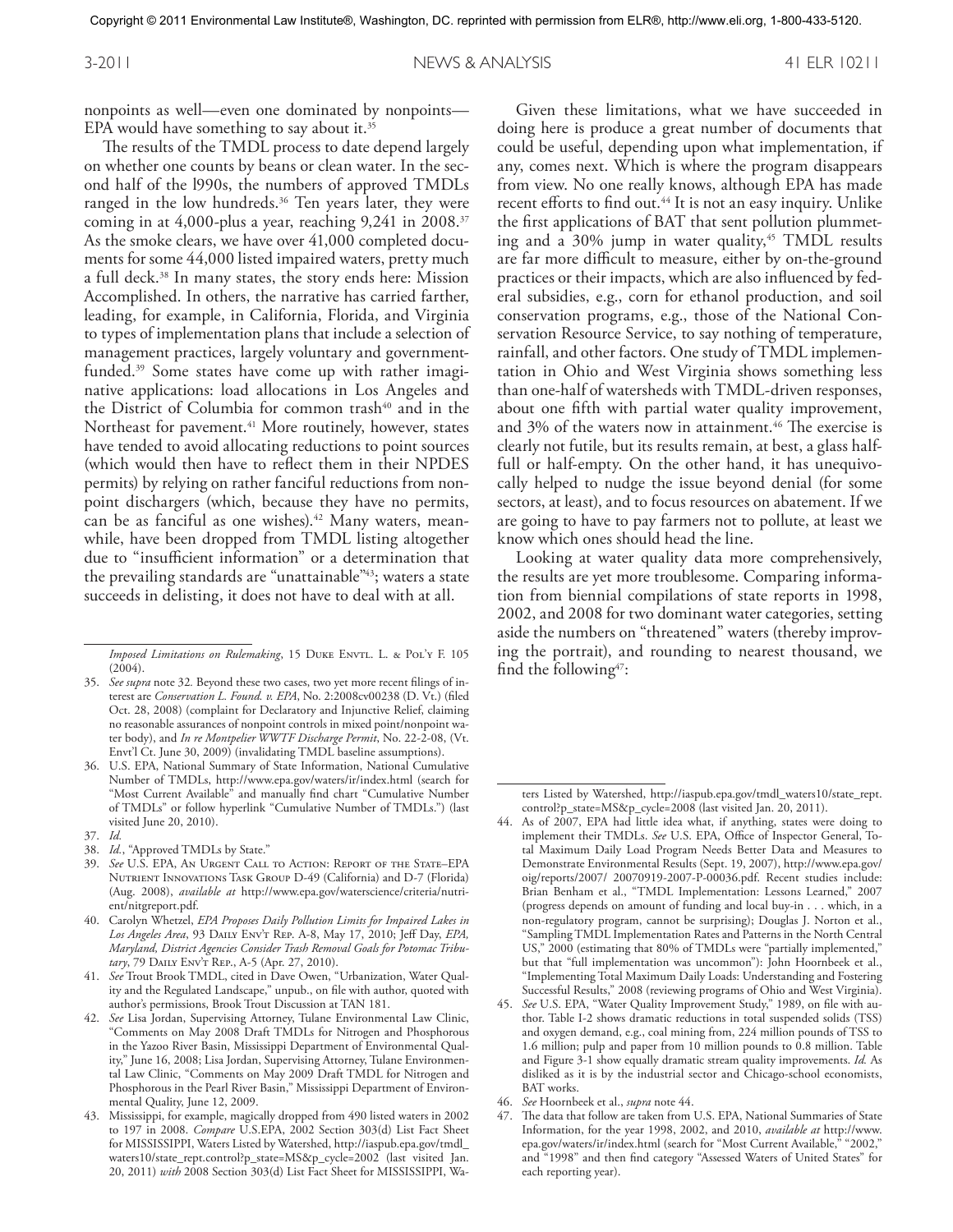nonpoints as well—even one dominated by nonpoints—EPA would have something to say about it.[35]

The results of the TMDL process to date depend largely on whether one counts by beans or clean water. In the second half of the l990s, the numbers of approved TMDLs ranged in the low hundreds.[36] Ten years later, they were coming in at 4,000-plus a year, reaching 9,241 in 2008.[37] As the smoke clears, we have over 41,000 completed documents for some 44,000 listed impaired waters, pretty much a full deck.[38] In many states, the story ends here: Mission Accomplished. In others, the narrative has carried farther, leading, for example, in California, Florida, and Virginia to types of implementation plans that include a selection of management practices, largely voluntary and government-funded.[39] Some states have come up with rather imaginative applications: load allocations in Los Angeles and the District of Columbia for common trash[40] and in the Northeast for pavement.[41] More routinely, however, states have tended to avoid allocating reductions to point sources (which would then have to reflect them in their NPDES permits) by relying on rather fanciful reductions from nonpoint dischargers (which, because they have no permits, can be as fanciful as one wishes).[42] Many waters, meanwhile, have been dropped from TMDL listing altogether due to "insufficient information" or a determination that the prevailing standards are "unattainable"[43]; waters a state succeeds in delisting, it does not have to deal with at all.

Given these limitations, what we have succeeded in doing here is produce a great number of documents that could be useful, depending upon what implementation, if any, comes next. Which is where the program disappears from view. No one really knows, although EPA has made recent efforts to find out.[44] It is not an easy inquiry. Unlike the first applications of BAT that sent pollution plummeting and a 30% jump in water quality,[45] TMDL results are far more difficult to measure, either by on-the-ground practices or their impacts, which are also influenced by federal subsidies, e.g., corn for ethanol production, and soil conservation programs, e.g., those of the National Conservation Resource Service, to say nothing of temperature, rainfall, and other factors. One study of TMDL implementation in Ohio and West Virginia shows something less than one-half of watersheds with TMDL-driven responses, about one fifth with partial water quality improvement, and 3% of the waters now in attainment.[46] The exercise is clearly not futile, but its results remain, at best, a glass half-full or half-empty. On the other hand, it has unequivocally helped to nudge the issue beyond denial (for some sectors, at least), and to focus resources on abatement. If we are going to have to pay farmers not to pollute, at least we know which ones should head the line.

Looking at water quality data more comprehensively, the results are yet more troublesome. Comparing information from biennial compilations of state reports in 1998, 2002, and 2008 for two dominant water categories, setting aside the numbers on "threatened" waters (thereby improving the portrait), and rounding to nearest thousand, we find the following[47]:

---

*Imposed Limitations on Rulemaking*, 15 Duke Envtl. L. & Pol'y F. 105 (2004).

35. *See supra* note 32. Beyond these two cases, two yet more recent filings of interest are *Conservation L. Found. v. EPA*, No. 2:2008cv00238 (D. Vt.) (filed Oct. 28, 2008) (complaint for Declaratory and Injunctive Relief, claiming no reasonable assurances of nonpoint controls in mixed point/nonpoint water body), and *In re Montpelier WWTF Discharge Permit*, No. 22-2-08, (Vt. Envt'l Ct. June 30, 2009) (invalidating TMDL baseline assumptions).

36. U.S. EPA, National Summary of State Information, National Cumulative Number of TMDLs, http://www.epa.gov/waters/ir/index.html (search for "Most Current Available" and manually find chart "Cumulative Number of TMDLs" or follow hyperlink "Cumulative Number of TMDLs.") (last visited June 20, 2010).

37. *Id.*

38. *Id.*, "Approved TMDLs by State."

39. *See* U.S. EPA, An Urgent Call to Action: Report of the State–EPA Nutrient Innovations Task Group D-49 (California) and D-7 (Florida) (Aug. 2008), *available at* http://www.epa.gov/waterscience/criteria/nutrient/nitgreport.pdf.

40. Carolyn Whetzel, *EPA Proposes Daily Pollution Limits for Impaired Lakes in Los Angeles Area*, 93 Daily Env't Rep. A-8, May 17, 2010; Jeff Day, *EPA, Maryland, District Agencies Consider Trash Removal Goals for Potomac Tributary*, 79 Daily Env't Rep., A-5 (Apr. 27, 2010).

41. *See* Trout Brook TMDL, cited in Dave Owen, "Urbanization, Water Quality and the Regulated Landscape," unpub., on file with author, quoted with author's permissions, Brook Trout Discussion at TAN 181.

42. *See* Lisa Jordan, Supervising Attorney, Tulane Environmental Law Clinic, "Comments on May 2008 Draft TMDLs for Nitrogen and Phosphorous in the Yazoo River Basin, Mississippi Department of Environmental Quality," June 16, 2008; Lisa Jordan, Supervising Attorney, Tulane Environmental Law Clinic, "Comments on May 2009 Draft TMDL for Nitrogen and Phosphorous in the Pearl River Basin," Mississippi Department of Environmental Quality, June 12, 2009.

43. Mississippi, for example, magically dropped from 490 listed waters in 2002 to 197 in 2008. *Compare* U.S.EPA, 2002 Section 303(d) List Fact Sheet for MISSISSIPPI, Waters Listed by Watershed, http://iaspub.epa.gov/tmdl_waters10/state_rept.control?p_state=MS&p_cycle=2002 (last visited Jan. 20, 2011) *with* 2008 Section 303(d) List Fact Sheet for MISSISSIPPI, Waters Listed by Watershed, http://iaspub.epa.gov/tmdl_waters10/state_rept.control?p_state=MS&p_cycle=2008 (last visited Jan. 20, 2011).

44. As of 2007, EPA had little idea what, if anything, states were doing to implement their TMDLs. *See* U.S. EPA, Office of Inspector General, Total Maximum Daily Load Program Needs Better Data and Measures to Demonstrate Environmental Results (Sept. 19, 2007), http://www.epa.gov/oig/reports/2007/ 20070919-2007-P-00036.pdf. Recent studies include: Brian Benham et al., "TMDL Implementation: Lessons Learned," 2007 (progress depends on amount of funding and local buy-in . . . which, in a non-regulatory program, cannot be surprising); Douglas J. Norton et al., "Sampling TMDL Implementation Rates and Patterns in the North Central US," 2000 (estimating that 80% of TMDLs were "partially implemented," but that "full implementation was uncommon"): John Hoornbeek et al., "Implementing Total Maximum Daily Loads: Understanding and Fostering Successful Results," 2008 (reviewing programs of Ohio and West Virginia).

45. *See* U.S. EPA, "Water Quality Improvement Study," 1989, on file with author. Table I-2 shows dramatic reductions in total suspended solids (TSS) and oxygen demand, e.g., coal mining from, 224 million pounds of TSS to 1.6 million; pulp and paper from 10 million pounds to 0.8 million. Table and Figure 3-1 show equally dramatic stream quality improvements. *Id.* As disliked as it is by the industrial sector and Chicago-school economists, BAT works.

46. *See* Hoornbeek et al., *supra* note 44.

47. The data that follow are taken from U.S. EPA, National Summaries of State Information, for the year 1998, 2002, and 2010, *available at* http://www.epa.gov/waters/ir/index.html (search for "Most Current Available," "2002," and "1998" and then find category "Assessed Waters of United States" for each reporting year).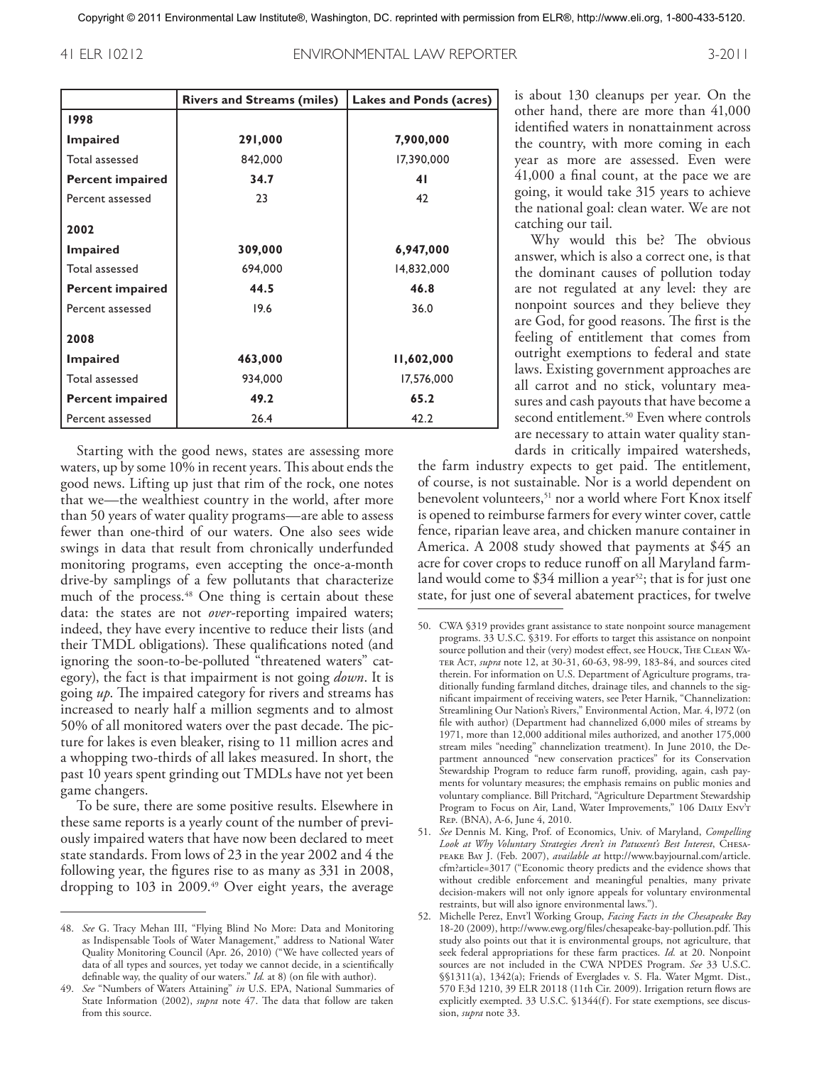| | Rivers and Streams (miles) | Lakes and Ponds (acres) |
|---|---|---|
| **1998** | | |
| **Impaired** | **291,000** | **7,900,000** |
| Total assessed | 842,000 | 17,390,000 |
| **Percent impaired** | **34.7** | **41** |
| Percent assessed | 23 | 42 |
| **2002** | | |
| **Impaired** | **309,000** | **6,947,000** |
| Total assessed | 694,000 | 14,832,000 |
| **Percent impaired** | **44.5** | **46.8** |
| Percent assessed | 19.6 | 36.0 |
| **2008** | | |
| **Impaired** | **463,000** | **11,602,000** |
| Total assessed | 934,000 | 17,576,000 |
| **Percent impaired** | **49.2** | **65.2** |
| Percent assessed | 26.4 | 42.2 |

Starting with the good news, states are assessing more waters, up by some 10% in recent years. This about ends the good news. Lifting up just that rim of the rock, one notes that we—the wealthiest country in the world, after more than 50 years of water quality programs—are able to assess fewer than one-third of our waters. One also sees wide swings in data that result from chronically underfunded monitoring programs, even accepting the once-a-month drive-by samplings of a few pollutants that characterize much of the process.[48] One thing is certain about these data: the states are not *over*-reporting impaired waters; indeed, they have every incentive to reduce their lists (and their TMDL obligations). These qualifications noted (and ignoring the soon-to-be-polluted "threatened waters" category), the fact is that impairment is not going *down*. It is going *up*. The impaired category for rivers and streams has increased to nearly half a million segments and to almost 50% of all monitored waters over the past decade. The picture for lakes is even bleaker, rising to 11 million acres and a whopping two-thirds of all lakes measured. In short, the past 10 years spent grinding out TMDLs have not yet been game changers.

To be sure, there are some positive results. Elsewhere in these same reports is a yearly count of the number of previously impaired waters that have now been declared to meet state standards. From lows of 23 in the year 2002 and 4 the following year, the figures rise to as many as 331 in 2008, dropping to 103 in 2009.[49] Over eight years, the average is about 130 cleanups per year. On the other hand, there are more than 41,000 identified waters in nonattainment across the country, with more coming in each year as more are assessed. Even were 41,000 a final count, at the pace we are going, it would take 315 years to achieve the national goal: clean water. We are not catching our tail.

Why would this be? The obvious answer, which is also a correct one, is that the dominant causes of pollution today are not regulated at any level: they are nonpoint sources and they believe they are God, for good reasons. The first is the feeling of entitlement that comes from outright exemptions to federal and state laws. Existing government approaches are all carrot and no stick, voluntary measures and cash payouts that have become a second entitlement.[50] Even where controls are necessary to attain water quality standards in critically impaired watersheds, the farm industry expects to get paid. The entitlement, of course, is not sustainable. Nor is a world dependent on benevolent volunteers,[51] nor a world where Fort Knox itself is opened to reimburse farmers for every winter cover, cattle fence, riparian leave area, and chicken manure container in America. A 2008 study showed that payments at $45 an acre for cover crops to reduce runoff on all Maryland farmland would come to $34 million a year[52]; that is for just one state, for just one of several abatement practices, for twelve

---

48. *See* G. Tracy Mehan III, "Flying Blind No More: Data and Monitoring as Indispensable Tools of Water Management," address to National Water Quality Monitoring Council (Apr. 26, 2010) ("We have collected years of data of all types and sources, yet today we cannot decide, in a scientifically definable way, the quality of our waters." *Id.* at 8) (on file with author).

49. *See* "Numbers of Waters Attaining" *in* U.S. EPA, National Summaries of State Information (2002), *supra* note 47. The data that follow are taken from this source.

50. CWA §319 provides grant assistance to state nonpoint source management programs. 33 U.S.C. §319. For efforts to target this assistance on nonpoint source pollution and their (very) modest effect, see Houck, The Clean Water Act, *supra* note 12, at 30-31, 60-63, 98-99, 183-84, and sources cited therein. For information on U.S. Department of Agriculture programs, traditionally funding farmland ditches, drainage tiles, and channels to the significant impairment of receiving waters, see Peter Harnik, "Channelization: Streamlining Our Nation's Rivers," Environmental Action, Mar. 4, 1972 (on file with author) (Department had channelized 6,000 miles of streams by 1971, more than 12,000 additional miles authorized, and another 175,000 stream miles "needing" channelization treatment). In June 2010, the Department announced "new conservation practices" for its Conservation Stewardship Program to reduce farm runoff, providing, again, cash payments for voluntary measures; the emphasis remains on public monies and voluntary compliance. Bill Pritchard, "Agriculture Department Stewardship Program to Focus on Air, Land, Water Improvements," 106 Daily Env't Rep. (BNA), A-6, June 4, 2010.

51. *See* Dennis M. King, Prof. of Economics, Univ. of Maryland, *Compelling Look at Why Voluntary Strategies Aren't in Patuxent's Best Interest*, Chesapeake Bay J. (Feb. 2007), *available at* http://www.bayjournal.com/article.cfm?article=3017 ("Economic theory predicts and the evidence shows that without credible enforcement and meaningful penalties, many private decision-makers will not only ignore appeals for voluntary environmental restraints, but will also ignore environmental laws.").

52. Michelle Perez, Envt'l Working Group, *Facing Facts in the Chesapeake Bay* 18-20 (2009), http://www.ewg.org/files/chesapeake-bay-pollution.pdf. This study also points out that it is environmental groups, not agriculture, that seek federal appropriations for these farm practices. *Id.* at 20. Nonpoint sources are not included in the CWA NPDES Program. *See* 33 U.S.C. §§1311(a), 1342(a); Friends of Everglades v. S. Fla. Water Mgmt. Dist., 570 F.3d 1210, 39 ELR 20118 (11th Cir. 2009). Irrigation return flows are explicitly exempted. 33 U.S.C. §1344(f). For state exemptions, see discussion, *supra* note 33.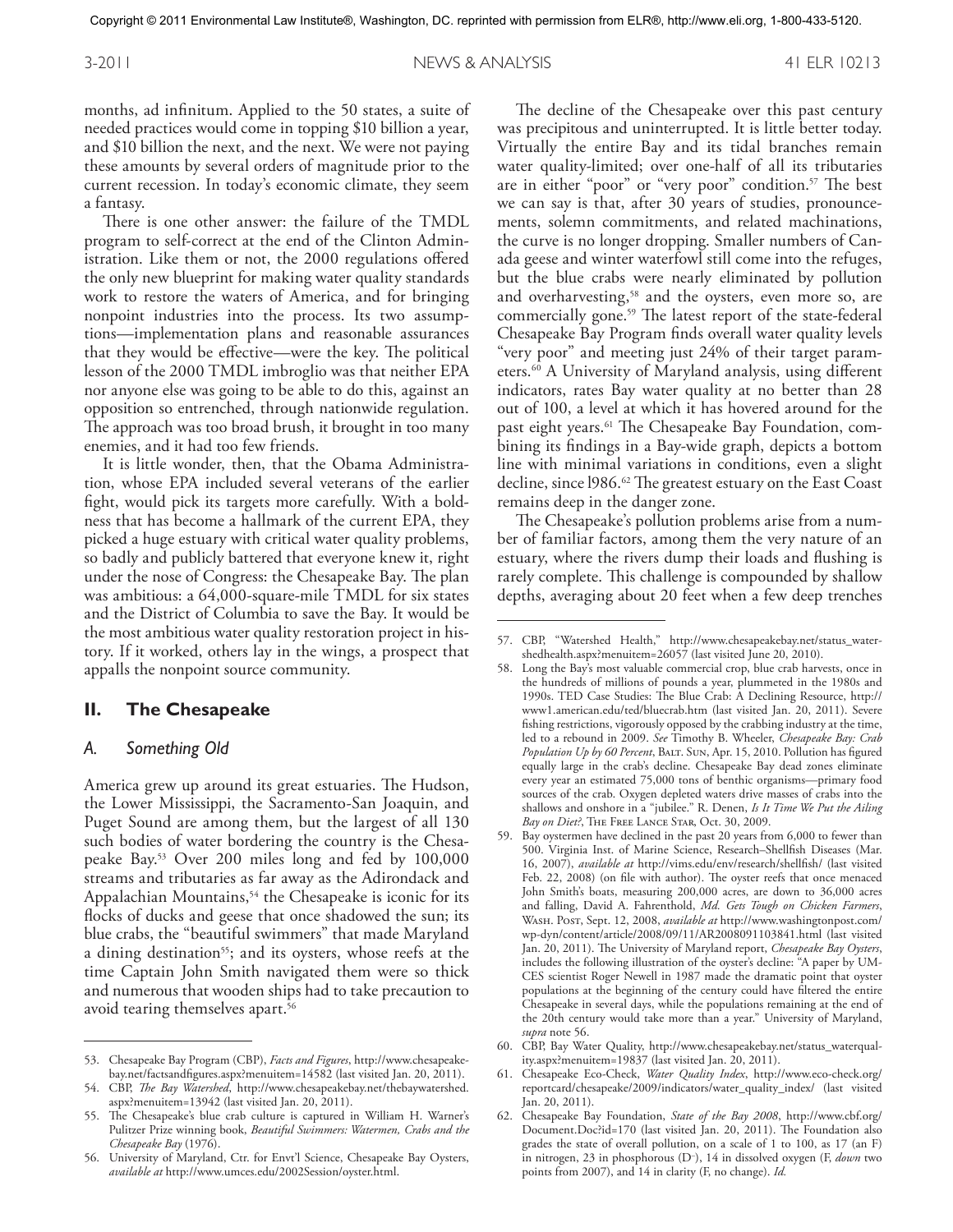months, ad infinitum. Applied to the 50 states, a suite of needed practices would come in topping $10 billion a year, and $10 billion the next, and the next. We were not paying these amounts by several orders of magnitude prior to the current recession. In today's economic climate, they seem a fantasy.

There is one other answer: the failure of the TMDL program to self-correct at the end of the Clinton Administration. Like them or not, the 2000 regulations offered the only new blueprint for making water quality standards work to restore the waters of America, and for bringing nonpoint industries into the process. Its two assumptions—implementation plans and reasonable assurances that they would be effective—were the key. The political lesson of the 2000 TMDL imbroglio was that neither EPA nor anyone else was going to be able to do this, against an opposition so entrenched, through nationwide regulation. The approach was too broad brush, it brought in too many enemies, and it had too few friends.

It is little wonder, then, that the Obama Administration, whose EPA included several veterans of the earlier fight, would pick its targets more carefully. With a boldness that has become a hallmark of the current EPA, they picked a huge estuary with critical water quality problems, so badly and publicly battered that everyone knew it, right under the nose of Congress: the Chesapeake Bay. The plan was ambitious: a 64,000-square-mile TMDL for six states and the District of Columbia to save the Bay. It would be the most ambitious water quality restoration project in history. If it worked, others lay in the wings, a prospect that appalls the nonpoint source community.

## II. The Chesapeake

### A. Something Old

America grew up around its great estuaries. The Hudson, the Lower Mississippi, the Sacramento-San Joaquin, and Puget Sound are among them, but the largest of all 130 such bodies of water bordering the country is the Chesapeake Bay.[53] Over 200 miles long and fed by 100,000 streams and tributaries as far away as the Adirondack and Appalachian Mountains,[54] the Chesapeake is iconic for its flocks of ducks and geese that once shadowed the sun; its blue crabs, the "beautiful swimmers" that made Maryland a dining destination[55]; and its oysters, whose reefs at the time Captain John Smith navigated them were so thick and numerous that wooden ships had to take precaution to avoid tearing themselves apart.[56]

The decline of the Chesapeake over this past century was precipitous and uninterrupted. It is little better today. Virtually the entire Bay and its tidal branches remain water quality-limited; over one-half of all its tributaries are in either "poor" or "very poor" condition.[57] The best we can say is that, after 30 years of studies, pronouncements, solemn commitments, and related machinations, the curve is no longer dropping. Smaller numbers of Canada geese and winter waterfowl still come into the refuges, but the blue crabs were nearly eliminated by pollution and overharvesting,[58] and the oysters, even more so, are commercially gone.[59] The latest report of the state-federal Chesapeake Bay Program finds overall water quality levels "very poor" and meeting just 24% of their target parameters.[60] A University of Maryland analysis, using different indicators, rates Bay water quality at no better than 28 out of 100, a level at which it has hovered around for the past eight years.[61] The Chesapeake Bay Foundation, combining its findings in a Bay-wide graph, depicts a bottom line with minimal variations in conditions, even a slight decline, since l986.[62] The greatest estuary on the East Coast remains deep in the danger zone.

The Chesapeake's pollution problems arise from a number of familiar factors, among them the very nature of an estuary, where the rivers dump their loads and flushing is rarely complete. This challenge is compounded by shallow depths, averaging about 20 feet when a few deep trenches

---

53. Chesapeake Bay Program (CBP), *Facts and Figures*, http://www.chesapeakebay.net/factsandfigures.aspx?menuitem=14582 (last visited Jan. 20, 2011).

54. CBP, *The Bay Watershed*, http://www.chesapeakebay.net/thebaywatershed.aspx?menuitem=13942 (last visited Jan. 20, 2011).

55. The Chesapeake's blue crab culture is captured in William H. Warner's Pulitzer Prize winning book, *Beautiful Swimmers: Watermen, Crabs and the Chesapeake Bay* (1976).

56. University of Maryland, Ctr. for Envt'l Science, Chesapeake Bay Oysters, *available at* http://www.umces.edu/2002Session/oyster.html.

57. CBP, "Watershed Health," http://www.chesapeakebay.net/status_watershedhealth.aspx?menuitem=26057 (last visited June 20, 2010).

58. Long the Bay's most valuable commercial crop, blue crab harvests, once in the hundreds of millions of pounds a year, plummeted in the 1980s and 1990s. TED Case Studies: The Blue Crab: A Declining Resource, http://www1.american.edu/ted/bluecrab.htm (last visited Jan. 20, 2011). Severe fishing restrictions, vigorously opposed by the crabbing industry at the time, led to a rebound in 2009. *See* Timothy B. Wheeler, *Chesapeake Bay: Crab Population Up by 60 Percent*, Balt. Sun, Apr. 15, 2010. Pollution has figured equally large in the crab's decline. Chesapeake Bay dead zones eliminate every year an estimated 75,000 tons of benthic organisms—primary food sources of the crab. Oxygen depleted waters drive masses of crabs into the shallows and onshore in a "jubilee." R. Denen, *Is It Time We Put the Ailing Bay on Diet?*, The Free Lance Star, Oct. 30, 2009.

59. Bay oystermen have declined in the past 20 years from 6,000 to fewer than 500. Virginia Inst. of Marine Science, Research–Shellfish Diseases (Mar. 16, 2007), *available at* http://vims.edu/env/research/shellfish/ (last visited Feb. 22, 2008) (on file with author). The oyster reefs that once menaced John Smith's boats, measuring 200,000 acres, are down to 36,000 acres and falling, David A. Fahrenthold, *Md. Gets Tough on Chicken Farmers*, Wash. Post, Sept. 12, 2008, *available at* http://www.washingtonpost.com/wp-dyn/content/article/2008/09/11/AR2008091103841.html (last visited Jan. 20, 2011). The University of Maryland report, *Chesapeake Bay Oysters*, includes the following illustration of the oyster's decline: "A paper by UMCES scientist Roger Newell in 1987 made the dramatic point that oyster populations at the beginning of the century could have filtered the entire Chesapeake in several days, while the populations remaining at the end of the 20th century would take more than a year." University of Maryland, *supra* note 56.

60. CBP, Bay Water Quality, http://www.chesapeakebay.net/status_waterquality.aspx?menuitem=19837 (last visited Jan. 20, 2011).

61. Chesapeake Eco-Check, *Water Quality Index*, http://www.eco-check.org/reportcard/chesapeake/2009/indicators/water_quality_index/ (last visited Jan. 20, 2011).

62. Chesapeake Bay Foundation, *State of the Bay 2008*, http://www.cbf.org/Document.Doc?id=170 (last visited Jan. 20, 2011). The Foundation also grades the state of overall pollution, on a scale of 1 to 100, as 17 (an F) in nitrogen, 23 in phosphorous (D–), 14 in dissolved oxygen (F, *down* two points from 2007), and 14 in clarity (F, no change). *Id.*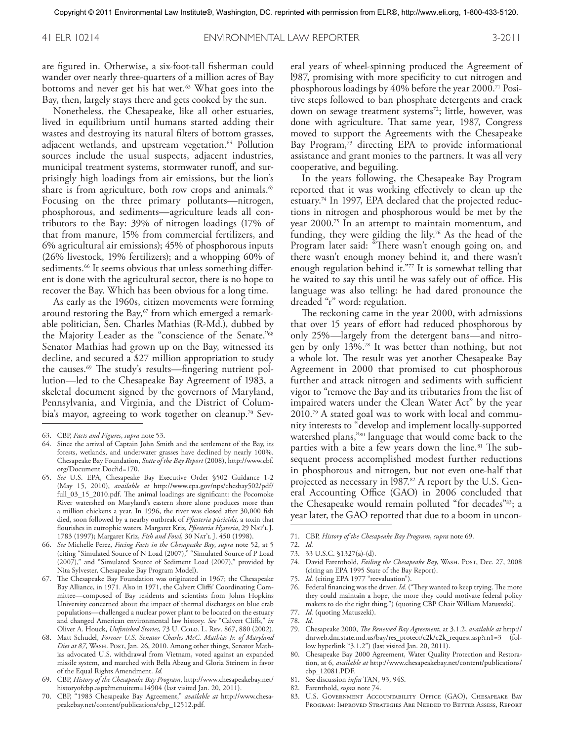are figured in. Otherwise, a six-foot-tall fisherman could wander over nearly three-quarters of a million acres of Bay bottoms and never get his hat wet.[63] What goes into the Bay, then, largely stays there and gets cooked by the sun.

Nonetheless, the Chesapeake, like all other estuaries, lived in equilibrium until humans started adding their wastes and destroying its natural filters of bottom grasses, adjacent wetlands, and upstream vegetation.[64] Pollution sources include the usual suspects, adjacent industries, municipal treatment systems, stormwater runoff, and surprisingly high loadings from air emissions, but the lion's share is from agriculture, both row crops and animals.[65] Focusing on the three primary pollutants—nitrogen, phosphorous, and sediments—agriculture leads all contributors to the Bay: 39% of nitrogen loadings (17% of that from manure, 15% from commercial fertilizers, and 6% agricultural air emissions); 45% of phosphorous inputs (26% livestock, 19% fertilizers); and a whopping 60% of sediments.[66] It seems obvious that unless something different is done with the agricultural sector, there is no hope to recover the Bay. Which has been obvious for a long time.

As early as the 1960s, citizen movements were forming around restoring the Bay,[67] from which emerged a remarkable politician, Sen. Charles Mathias (R-Md.), dubbed by the Majority Leader as the "conscience of the Senate."[68] Senator Mathias had grown up on the Bay, witnessed its decline, and secured a $27 million appropriation to study the causes.[69] The study's results—fingering nutrient pollution—led to the Chesapeake Bay Agreement of 1983, a skeletal document signed by the governors of Maryland, Pennsylvania, and Virginia, and the District of Columbia's mayor, agreeing to work together on cleanup.[70] Several years of wheel-spinning produced the Agreement of 1987, promising with more specificity to cut nitrogen and phosphorous loadings by 40% before the year 2000.[71] Positive steps followed to ban phosphate detergents and crack down on sewage treatment systems[72]; little, however, was done with agriculture. That same year, 1987, Congress moved to support the Agreements with the Chesapeake Bay Program,[73] directing EPA to provide informational assistance and grant monies to the partners. It was all very cooperative, and beguiling.

In the years following, the Chesapeake Bay Program reported that it was working effectively to clean up the estuary.[74] In 1997, EPA declared that the projected reductions in nitrogen and phosphorous would be met by the year 2000.[75] In an attempt to maintain momentum, and funding, they were gilding the lily.[76] As the head of the Program later said: "There wasn't enough going on, and there wasn't enough money behind it, and there wasn't enough regulation behind it."[77] It is somewhat telling that he waited to say this until he was safely out of office. His language was also telling: he had dared pronounce the dreaded "r" word: regulation.

The reckoning came in the year 2000, with admissions that over 15 years of effort had reduced phosphorous by only 25%—largely from the detergent bans—and nitrogen by only 13%.[78] It was better than nothing, but not a whole lot. The result was yet another Chesapeake Bay Agreement in 2000 that promised to cut phosphorous further and attack nitrogen and sediments with sufficient vigor to "remove the Bay and its tributaries from the list of impaired waters under the Clean Water Act" by the year 2010.[79] A stated goal was to work with local and community interests to "develop and implement locally-supported watershed plans,"[80] language that would come back to the parties with a bite a few years down the line.[81] The subsequent process accomplished modest further reductions in phosphorous and nitrogen, but not even one-half that projected as necessary in 1987.[82] A report by the U.S. General Accounting Office (GAO) in 2006 concluded that the Chesapeake would remain polluted "for decades"[83]; a year later, the GAO reported that due to a boom in uncon-

---

63. CBP, *Facts and Figures*, *supra* note 53.

64. Since the arrival of Captain John Smith and the settlement of the Bay, its forests, wetlands, and underwater grasses have declined by nearly 100%. Chesapeake Bay Foundation, *State of the Bay Report* (2008), http://www.cbf.org/Document.Doc?id=170.

65. *See* U.S. EPA, Chesapeake Bay Executive Order §502 Guidance 1-2 (May 15, 2010), *available at* http://www.epa.gov/nps/chesbay502/pdf/full_03_15_2010.pdf. The animal loadings are significant: the Pocomoke River watershed on Maryland's eastern shore alone produces more than a million chickens a year. In 1996, the river was closed after 30,000 fish died, soon followed by a nearby outbreak of *Pfiesteria piscicida,* a toxin that flourishes in eutrophic waters. Margaret Kriz, *Pfiesteria Hysteria*, 29 Nat'l J. 1783 (1997); Margaret Kriz, *Fish and Fowl*, 30 Nat'l J. 450 (1998).

66. *See* Michelle Perez, *Facing Facts in the Chesapeake Bay*, *supra* note 52, at 5 (citing "Simulated Source of N Load (2007)," "Simulated Source of P Load (2007)," and "Simulated Source of Sediment Load (2007)," provided by Nita Sylvester, Chesapeake Bay Program Model).

67. The Chesapeake Bay Foundation was originated in 1967; the Chesapeake Bay Alliance, in 1971. Also in 1971, the Calvert Cliffs' Coordinating Committee—composed of Bay residents and scientists from Johns Hopkins University concerned about the impact of thermal discharges on blue crab populations—challenged a nuclear power plant to be located on the estuary and changed American environmental law history. *See* "Calvert Cliffs," *in* Oliver A. Houck, *Unfinished Stories*, 73 U. Colo. L. Rev. 867, 880 (2002).

68. Matt Schudel, *Former U.S. Senator Charles McC. Mathias Jr. of Maryland Dies at 87*, Wash. Post, Jan. 26, 2010. Among other things, Senator Mathias advocated U.S. withdrawal from Vietnam, voted against an expanded missile system, and marched with Bella Abzug and Gloria Steinem in favor of the Equal Rights Amendment. *Id.*

69. CBP, *History of the Chesapeake Bay Program*, http://www.chesapeakebay.net/historyofcbp.aspx?menuitem=14904 (last visited Jan. 20, 2011).

70. CBP, "1983 Chesapeake Bay Agreement," *available at* http://www.chesapeakebay.net/content/publications/cbp_12512.pdf.

71. CBP, *History of the Chesapeake Bay Program*, *supra* note 69.

72. *Id.*

73. 33 U.S.C. §1327(a)-(d).

74. David Farenthold, *Failing the Chesapeake Bay*, Wash. Post, Dec. 27, 2008 (citing an EPA 1995 State of the Bay Report).

75. *Id.* (citing EPA 1977 "reevaluation").

76. Federal financing was the driver. *Id.* ("They wanted to keep trying. The more they could maintain a hope, the more they could motivate federal policy makers to do the right thing.") (quoting CBP Chair William Matuszeki).

77. *Id.* (quoting Matuszeki).

78. *Id.*

79. Chesapeake 2000, *The Renewed Bay Agreement*, at 3.1.2, *available at* http://dnrweb.dnr.state.md.us/bay/res_protect/c2k/c2k_request.asp?rn1=3 (follow hyperlink "3.1.2") (last visited Jan. 20, 2011).

80. Chesapeake Bay 2000 Agreement, Water Quality Protection and Restoration, at 6, *available at* http://www.chesapeakebay.net/content/publications/cbp_12081.PDF.

81. See discussion *infra* TAN, 93, 94S.

82. Farenthold, *supra* note 74.

83. U.S. Government Accountability Office (GAO), Chesapeake Bay Program: Improved Strategies Are Needed to Better Assess, Report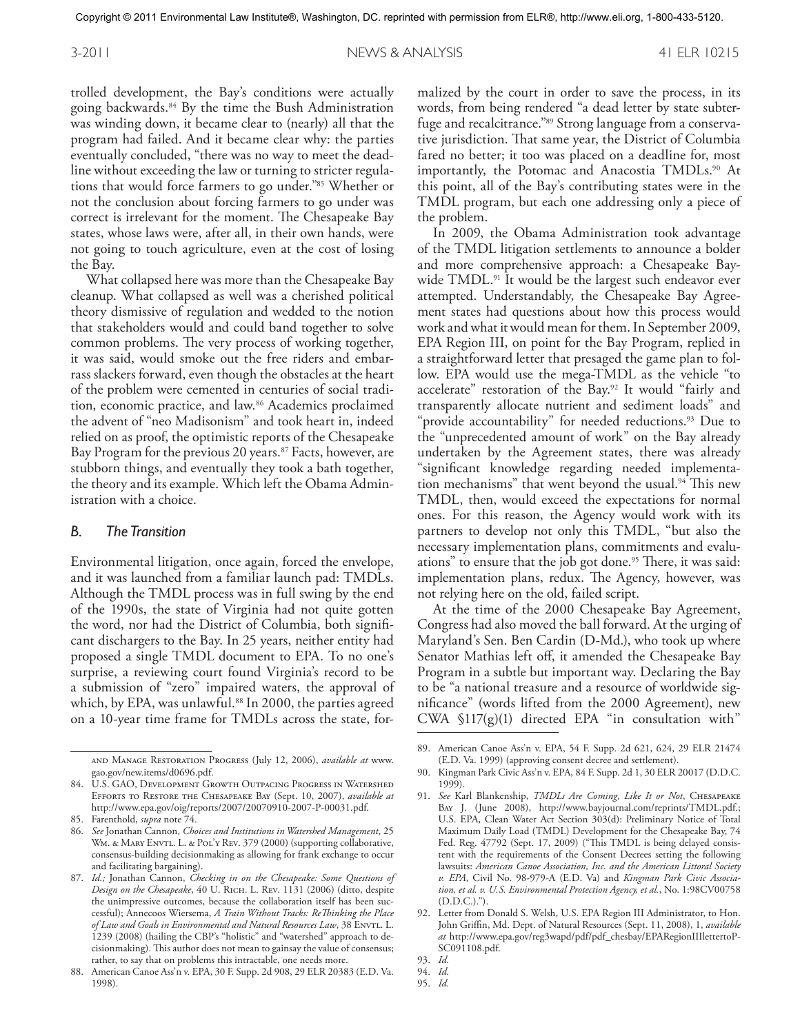trolled development, the Bay's conditions were actually going backwards.[84] By the time the Bush Administration was winding down, it became clear to (nearly) all that the program had failed. And it became clear why: the parties eventually concluded, "there was no way to meet the deadline without exceeding the law or turning to stricter regulations that would force farmers to go under."[85] Whether or not the conclusion about forcing farmers to go under was correct is irrelevant for the moment. The Chesapeake Bay states, whose laws were, after all, in their own hands, were not going to touch agriculture, even at the cost of losing the Bay.

What collapsed here was more than the Chesapeake Bay cleanup. What collapsed as well was a cherished political theory dismissive of regulation and wedded to the notion that stakeholders would and could band together to solve common problems. The very process of working together, it was said, would smoke out the free riders and embarrass slackers forward, even though the obstacles at the heart of the problem were cemented in centuries of social tradition, economic practice, and law.[86] Academics proclaimed the advent of "neo Madisonism" and took heart in, indeed relied on as proof, the optimistic reports of the Chesapeake Bay Program for the previous 20 years.[87] Facts, however, are stubborn things, and eventually they took a bath together, the theory and its example. Which left the Obama Administration with a choice.

### *B. The Transition*

Environmental litigation, once again, forced the envelope, and it was launched from a familiar launch pad: TMDLs. Although the TMDL process was in full swing by the end of the 1990s, the state of Virginia had not quite gotten the word, nor had the District of Columbia, both significant dischargers to the Bay. In 25 years, neither entity had proposed a single TMDL document to EPA. To no one's surprise, a reviewing court found Virginia's record to be a submission of "zero" impaired waters, the approval of which, by EPA, was unlawful.[88] In 2000, the parties agreed on a 10-year time frame for TMDLs across the state, formalized by the court in order to save the process, in its words, from being rendered "a dead letter by state subterfuge and recalcitrance."[89] Strong language from a conservative jurisdiction. That same year, the District of Columbia fared no better; it too was placed on a deadline for, most importantly, the Potomac and Anacostia TMDLs.[90] At this point, all of the Bay's contributing states were in the TMDL program, but each one addressing only a piece of the problem.

In 2009, the Obama Administration took advantage of the TMDL litigation settlements to announce a bolder and more comprehensive approach: a Chesapeake Bay-wide TMDL.[91] It would be the largest such endeavor ever attempted. Understandably, the Chesapeake Bay Agreement states had questions about how this process would work and what it would mean for them. In September 2009, EPA Region III, on point for the Bay Program, replied in a straightforward letter that presaged the game plan to follow. EPA would use the mega-TMDL as the vehicle "to accelerate" restoration of the Bay.[92] It would "fairly and transparently allocate nutrient and sediment loads" and "provide accountability" for needed reductions.[93] Due to the "unprecedented amount of work" on the Bay already undertaken by the Agreement states, there was already "significant knowledge regarding needed implementation mechanisms" that went beyond the usual.[94] This new TMDL, then, would exceed the expectations for normal ones. For this reason, the Agency would work with its partners to develop not only this TMDL, "but also the necessary implementation plans, commitments and evaluations" to ensure that the job got done.[95] There, it was said: implementation plans, redux. The Agency, however, was not relying here on the old, failed script.

At the time of the 2000 Chesapeake Bay Agreement, Congress had also moved the ball forward. At the urging of Maryland's Sen. Ben Cardin (D-Md.), who took up where Senator Mathias left off, it amended the Chesapeake Bay Program in a subtle but important way. Declaring the Bay to be "a national treasure and a resource of worldwide significance" (words lifted from the 2000 Agreement), new CWA §117(g)(1) directed EPA "in consultation with"

---

and Manage Restoration Progress (July 12, 2006), *available at* www.gao.gov/new.items/d0696.pdf.

84. U.S. GAO, Development Growth Outpacing Progress in Watershed Efforts to Restore the Chesapeake Bay (Sept. 10, 2007), *available at* http://www.epa.gov/oig/reports/2007/20070910-2007-P-00031.pdf.

85. Farenthold, *supra* note 74.

86. *See* Jonathan Cannon, *Choices and Institutions in Watershed Management*, 25 Wm. & Mary Envtl. L. & Pol'y Rev. 379 (2000) (supporting collaborative, consensus-building decisionmaking as allowing for frank exchange to occur and facilitating bargaining).

87. *Id.;* Jonathan Cannon, *Checking in on the Chesapeake: Some Questions of Design on the Chesapeake*, 40 U. Rich. L. Rev. 1131 (2006) (ditto, despite the unimpressive outcomes, because the collaboration itself has been successful); Annecoos Wiersema, *A Train Without Tracks: ReThinking the Place of Law and Goals in Environmental and Natural Resources Law*, 38 Envtl. L. 1239 (2008) (hailing the CBP's "holistic" and "watershed" approach to decisionmaking). This author does not mean to gainsay the value of consensus; rather, to say that on problems this intractable, one needs more.

88. American Canoe Ass'n v. EPA, 30 F. Supp. 2d 908, 29 ELR 20383 (E.D. Va. 1998).

89. American Canoe Ass'n v. EPA, 54 F. Supp. 2d 621, 624, 29 ELR 21474 (E.D. Va. 1999) (approving consent decree and settlement).

90. Kingman Park Civic Ass'n v. EPA, 84 F. Supp. 2d 1, 30 ELR 20017 (D.D.C. 1999).

91. *See* Karl Blankenship, *TMDLs Are Coming, Like It or Not*, Chesapeake Bay J. (June 2008), http://www.bayjournal.com/reprints/TMDL.pdf.; U.S. EPA, Clean Water Act Section 303(d): Preliminary Notice of Total Maximum Daily Load (TMDL) Development for the Chesapeake Bay, 74 Fed. Reg. 47792 (Sept. 17, 2009) ("This TMDL is being delayed consistent with the requirements of the Consent Decrees setting the following lawsuits: *American Canoe Association, Inc. and the American Littoral Society v. EPA*, Civil No. 98-979-A (E.D. Va) and *Kingman Park Civic Association, et al. v. U.S. Environmental Protection Agency, et al.*, No. 1:98CV00758 (D.D.C.).").

92. Letter from Donald S. Welsh, U.S. EPA Region III Administrator, to Hon. John Griffin, Md. Dept. of Natural Resources (Sept. 11, 2008), 1, *available at* http://www.epa.gov/reg3wapd/pdf/pdf_chesbay/EPARegionIIIlettertoPSC091108.pdf.

93. *Id.*

94. *Id.*

95. *Id.*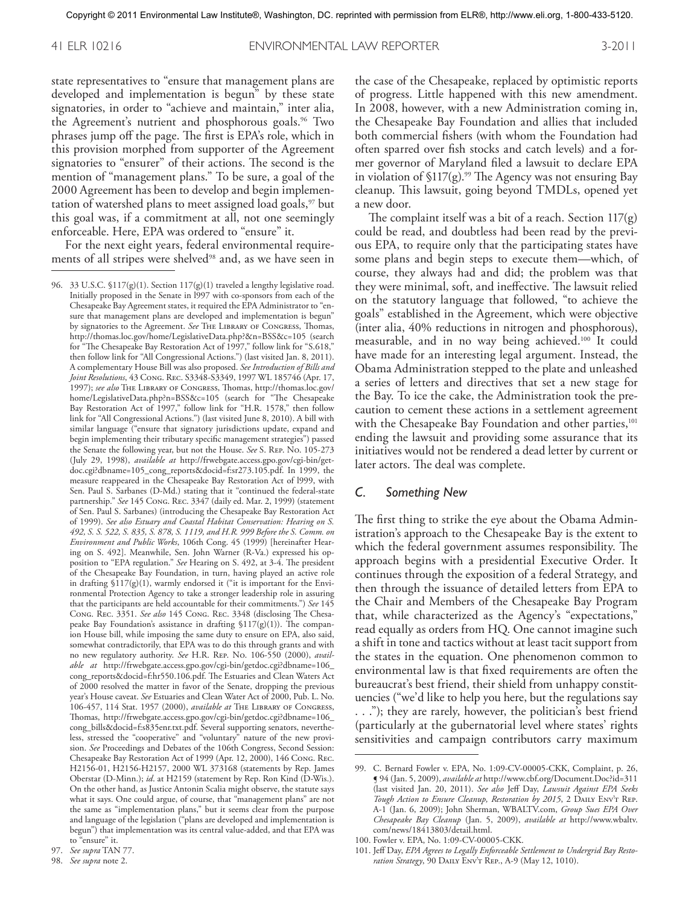state representatives to "ensure that management plans are developed and implementation is begun" by these state signatories, in order to "achieve and maintain," inter alia, the Agreement's nutrient and phosphorous goals.[96] Two phrases jump off the page. The first is EPA's role, which in this provision morphed from supporter of the Agreement signatories to "ensurer" of their actions. The second is the mention of "management plans." To be sure, a goal of the 2000 Agreement has been to develop and begin implementation of watershed plans to meet assigned load goals,[97] but this goal was, if a commitment at all, not one seemingly enforceable. Here, EPA was ordered to "ensure" it.

For the next eight years, federal environmental requirements of all stripes were shelved[98] and, as we have seen in the case of the Chesapeake, replaced by optimistic reports of progress. Little happened with this new amendment. In 2008, however, with a new Administration coming in, the Chesapeake Bay Foundation and allies that included both commercial fishers (with whom the Foundation had often sparred over fish stocks and catch levels) and a former governor of Maryland filed a lawsuit to declare EPA in violation of §117(g).[99] The Agency was not ensuring Bay cleanup. This lawsuit, going beyond TMDLs, opened yet a new door.

The complaint itself was a bit of a reach. Section 117(g) could be read, and doubtless had been read by the previous EPA, to require only that the participating states have some plans and begin steps to execute them—which, of course, they always had and did; the problem was that they were minimal, soft, and ineffective. The lawsuit relied on the statutory language that followed, "to achieve the goals" established in the Agreement, which were objective (inter alia, 40% reductions in nitrogen and phosphorous), measurable, and in no way being achieved.[100] It could have made for an interesting legal argument. Instead, the Obama Administration stepped to the plate and unleashed a series of letters and directives that set a new stage for the Bay. To ice the cake, the Administration took the precaution to cement these actions in a settlement agreement with the Chesapeake Bay Foundation and other parties,[101] ending the lawsuit and providing some assurance that its initiatives would not be rendered a dead letter by current or later actors. The deal was complete.

### C. Something New

The first thing to strike the eye about the Obama Administration's approach to the Chesapeake Bay is the extent to which the federal government assumes responsibility. The approach begins with a presidential Executive Order. It continues through the exposition of a federal Strategy, and then through the issuance of detailed letters from EPA to the Chair and Members of the Chesapeake Bay Program that, while characterized as the Agency's "expectations," read equally as orders from HQ. One cannot imagine such a shift in tone and tactics without at least tacit support from the states in the equation. One phenomenon common to environmental law is that fixed requirements are often the bureaucrat's best friend, their shield from unhappy constituencies ("we'd like to help you here, but the regulations say . . ."); they are rarely, however, the politician's best friend (particularly at the gubernatorial level where states' rights sensitivities and campaign contributors carry maximum

---

96. 33 U.S.C. §117(g)(1). Section 117(g)(1) traveled a lengthy legislative road. Initially proposed in the Senate in l997 with co-sponsors from each of the Chesapeake Bay Agreement states, it required the EPA Administrator to "ensure that management plans are developed and implementation is begun" by signatories to the Agreement. *See* The Library of Congress, Thomas, http://thomas.loc.gov/home/LegislativeData.php?&n=BSS&c=105 (search for "The Chesapeake Bay Restoration Act of 1997," follow link for "S.618," then follow link for "All Congressional Actions.") (last visited Jan. 8, 2011). A complementary House Bill was also proposed. *See Introduction of Bills and Joint Resolutions*, 43 Cong. Rec. S3348-S3349, 1997 WL 185746 (Apr. 17, 1997); *see also* The Library of Congress, Thomas, http://thomas.loc.gov/home/LegislativeData.php?n=BSS&c=105 (search for "The Chesapeake Bay Restoration Act of 1997," follow link for "H.R. 1578," then follow link for "All Congressional Actions.") (last visited June 8, 2010). A bill with similar language ("ensure that signatory jurisdictions update, expand and begin implementing their tributary specific management strategies") passed the Senate the following year, but not the House. *See* S. Rep. No. 105-273 (July 29, 1998), *available at* http://frwebgate.access.gpo.gov/cgi-bin/getdoc.cgi?dbname=105_cong_reports&docid=f:sr273.105.pdf. In 1999, the measure reappeared in the Chesapeake Bay Restoration Act of l999, with Sen. Paul S. Sarbanes (D-Md.) stating that it "continued the federal-state partnership." *See* 145 Cong. Rec. 3347 (daily ed. Mar. 2, 1999) (statement of Sen. Paul S. Sarbanes) (introducing the Chesapeake Bay Restoration Act of 1999). *See also Estuary and Coastal Habitat Conservation: Hearing on S. 492, S. S. 522, S. 835, S. 878, S. 1119, and H.R. 999 Before the S. Comm. on Environment and Public Works*, 106th Cong. 45 (1999) [hereinafter Hearing on S. 492]. Meanwhile, Sen. John Warner (R-Va.) expressed his opposition to "EPA regulation." *See* Hearing on S. 492, at 3-4. The president of the Chesapeake Bay Foundation, in turn, having played an active role in drafting §117(g)(1), warmly endorsed it ("it is important for the Environmental Protection Agency to take a stronger leadership role in assuring that the participants are held accountable for their commitments.") *See* 145 Cong. Rec. 3351. *See also* 145 Cong. Rec. 3348 (disclosing The Chesapeake Bay Foundation's assistance in drafting §117(g)(1)). The companion House bill, while imposing the same duty to ensure on EPA, also said, somewhat contradictorily, that EPA was to do this through grants and with no new regulatory authority. *See* H.R. Rep. No. 106-550 (2000), *available at* http://frwebgate.access.gpo.gov/cgi-bin/getdoc.cgi?dbname=106_cong_reports&docid=f:hr550.106.pdf. The Estuaries and Clean Waters Act of 2000 resolved the matter in favor of the Senate, dropping the previous year's House caveat. *See* Estuaries and Clean Water Act of 2000, Pub. L. No. 106-457, 114 Stat. 1957 (2000), *available at* The Library of Congress, Thomas, http://frwebgate.access.gpo.gov/cgi-bin/getdoc.cgi?dbname=106_cong_bills&docid=f:s835enr.txt.pdf. Several supporting senators, nevertheless, stressed the "cooperative" and "voluntary" nature of the new provision. *See* Proceedings and Debates of the 106th Congress, Second Session: Chesapeake Bay Restoration Act of 1999 (Apr. 12, 2000), 146 Cong. Rec. H2156-01, H2156-H2157, 2000 WL 373168 (statements by Rep. James Oberstar (D-Minn.); *id*. at H2159 (statement by Rep. Ron Kind (D-Wis.). On the other hand, as Justice Antonin Scalia might observe, the statute says what it says. One could argue, of course, that "management plans" are not the same as "implementation plans," but it seems clear from the purpose and language of the legislation ("plans are developed and implementation is begun") that implementation was its central value-added, and that EPA was to "ensure" it.

97. *See supra* TAN 77.

98. *See supra* note 2.

99. C. Bernard Fowler v. EPA, No. 1:09-CV-00005-CKK, Complaint, p. 26, ¶ 94 (Jan. 5, 2009), *available at* http://www.cbf.org/Document.Doc?id=311 (last visited Jan. 20, 2011). *See also* Jeff Day, *Lawsuit Against EPA Seeks Tough Action to Ensure Cleanup, Restoration by 2015*, 2 Daily Env't Rep. A-1 (Jan. 6, 2009); John Sherman, WBALTV.com, *Group Sues EPA Over Chesapeake Bay Cleanup* (Jan. 5, 2009), *available at* http://www.wbaltv.com/news/18413803/detail.html.

100. Fowler v. EPA, No. 1:09-CV-00005-CKK.

101. Jeff Day, *EPA Agrees to Legally Enforceable Settlement to Undergrid Bay Restoration Strategy*, 90 Daily Env't Rep., A-9 (May 12, 1010).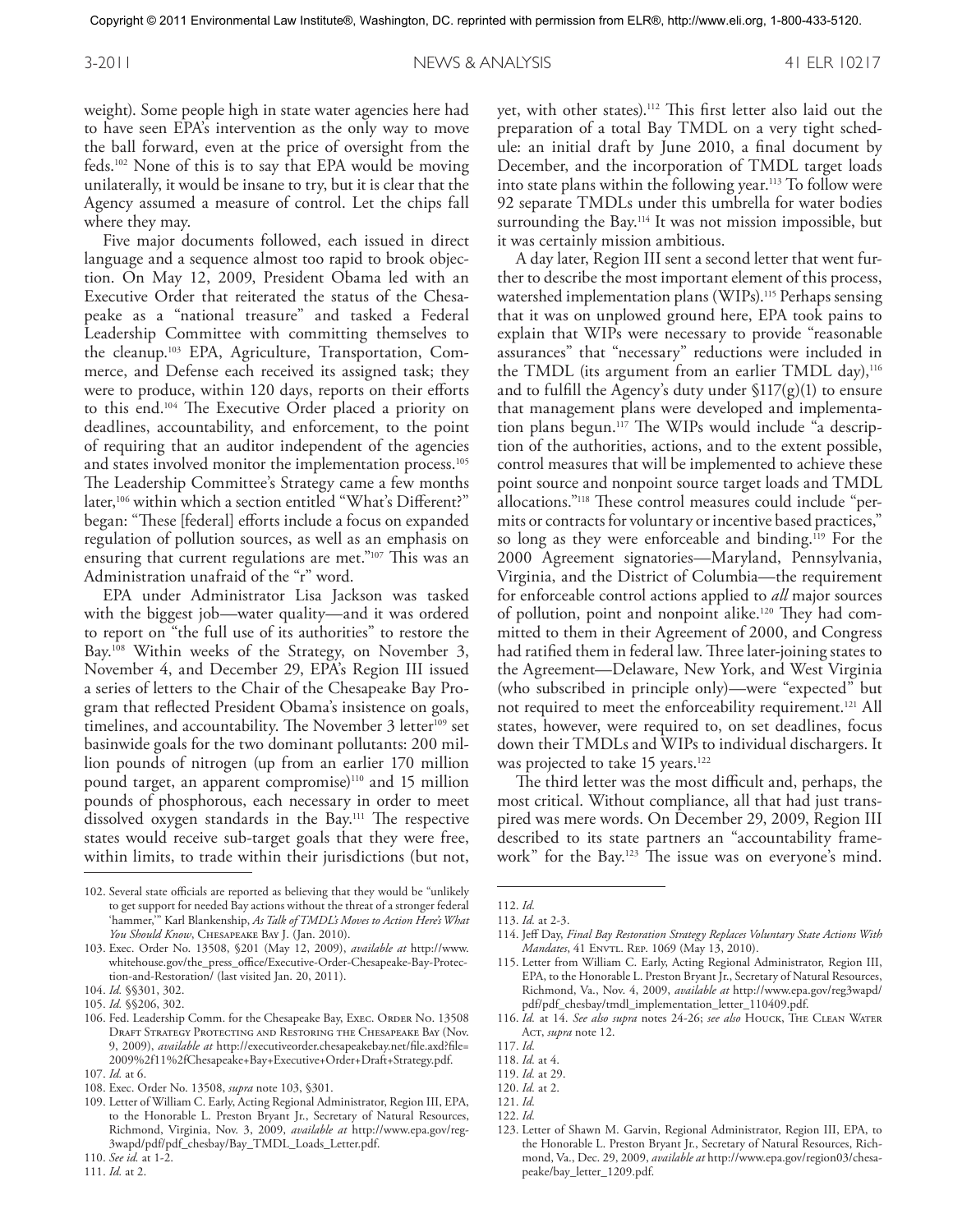weight). Some people high in state water agencies here had to have seen EPA's intervention as the only way to move the ball forward, even at the price of oversight from the feds.[102] None of this is to say that EPA would be moving unilaterally, it would be insane to try, but it is clear that the Agency assumed a measure of control. Let the chips fall where they may.

Five major documents followed, each issued in direct language and a sequence almost too rapid to brook objection. On May 12, 2009, President Obama led with an Executive Order that reiterated the status of the Chesapeake as a "national treasure" and tasked a Federal Leadership Committee with committing themselves to the cleanup.[103] EPA, Agriculture, Transportation, Commerce, and Defense each received its assigned task; they were to produce, within 120 days, reports on their efforts to this end.[104] The Executive Order placed a priority on deadlines, accountability, and enforcement, to the point of requiring that an auditor independent of the agencies and states involved monitor the implementation process.[105] The Leadership Committee's Strategy came a few months later,[106] within which a section entitled "What's Different?" began: "These [federal] efforts include a focus on expanded regulation of pollution sources, as well as an emphasis on ensuring that current regulations are met."[107] This was an Administration unafraid of the "r" word.

EPA under Administrator Lisa Jackson was tasked with the biggest job—water quality—and it was ordered to report on "the full use of its authorities" to restore the Bay.[108] Within weeks of the Strategy, on November 3, November 4, and December 29, EPA's Region III issued a series of letters to the Chair of the Chesapeake Bay Program that reflected President Obama's insistence on goals, timelines, and accountability. The November 3 letter[109] set basinwide goals for the two dominant pollutants: 200 million pounds of nitrogen (up from an earlier 170 million pound target, an apparent compromise)[110] and 15 million pounds of phosphorous, each necessary in order to meet dissolved oxygen standards in the Bay.[111] The respective states would receive sub-target goals that they were free, within limits, to trade within their jurisdictions (but not, yet, with other states).[112] This first letter also laid out the preparation of a total Bay TMDL on a very tight schedule: an initial draft by June 2010, a final document by December, and the incorporation of TMDL target loads into state plans within the following year.[113] To follow were 92 separate TMDLs under this umbrella for water bodies surrounding the Bay.[114] It was not mission impossible, but it was certainly mission ambitious.

A day later, Region III sent a second letter that went further to describe the most important element of this process, watershed implementation plans (WIPs).[115] Perhaps sensing that it was on unplowed ground here, EPA took pains to explain that WIPs were necessary to provide "reasonable assurances" that "necessary" reductions were included in the TMDL (its argument from an earlier TMDL day),[116] and to fulfill the Agency's duty under §117(g)(1) to ensure that management plans were developed and implementation plans begun.[117] The WIPs would include "a description of the authorities, actions, and to the extent possible, control measures that will be implemented to achieve these point source and nonpoint source target loads and TMDL allocations."[118] These control measures could include "permits or contracts for voluntary or incentive based practices," so long as they were enforceable and binding.[119] For the 2000 Agreement signatories—Maryland, Pennsylvania, Virginia, and the District of Columbia—the requirement for enforceable control actions applied to *all* major sources of pollution, point and nonpoint alike.[120] They had committed to them in their Agreement of 2000, and Congress had ratified them in federal law. Three later-joining states to the Agreement—Delaware, New York, and West Virginia (who subscribed in principle only)—were "expected" but not required to meet the enforceability requirement.[121] All states, however, were required to, on set deadlines, focus down their TMDLs and WIPs to individual dischargers. It was projected to take 15 years.[122]

The third letter was the most difficult and, perhaps, the most critical. Without compliance, all that had just transpired was mere words. On December 29, 2009, Region III described to its state partners an "accountability framework" for the Bay.[123] The issue was on everyone's mind.

---

102. Several state officials are reported as believing that they would be "unlikely to get support for needed Bay actions without the threat of a stronger federal 'hammer,'" Karl Blankenship, *As Talk of TMDL's Moves to Action Here's What You Should Know*, Chesapeake Bay J. (Jan. 2010).

103. Exec. Order No. 13508, §201 (May 12, 2009), *available at* http://www.whitehouse.gov/the_press_office/Executive-Order-Chesapeake-Bay-Protection-and-Restoration/ (last visited Jan. 20, 2011).

104. *Id.* §§301, 302.

105. *Id.* §§206, 302.

106. Fed. Leadership Comm. for the Chesapeake Bay, Exec. Order No. 13508 Draft Strategy Protecting and Restoring the Chesapeake Bay (Nov. 9, 2009), *available at* http://executiveorder.chesapeakebay.net/file.axd?file=2009%2f11%2fChesapeake+Bay+Executive+Order+Draft+Strategy.pdf.

107. *Id.* at 6.

108. Exec. Order No. 13508, *supra* note 103, §301.

109. Letter of William C. Early, Acting Regional Administrator, Region III, EPA, to the Honorable L. Preston Bryant Jr., Secretary of Natural Resources, Richmond, Virginia, Nov. 3, 2009, *available at* http://www.epa.gov/reg3wapd/pdf/pdf_chesbay/Bay_TMDL_Loads_Letter.pdf.

110. *See id.* at 1-2.

111. *Id.* at 2.

112. *Id.*

113. *Id.* at 2-3.

114. Jeff Day, *Final Bay Restoration Strategy Replaces Voluntary State Actions With Mandates*, 41 Envtl. Rep. 1069 (May 13, 2010).

115. Letter from William C. Early, Acting Regional Administrator, Region III, EPA, to the Honorable L. Preston Bryant Jr., Secretary of Natural Resources, Richmond, Va., Nov. 4, 2009, *available at* http://www.epa.gov/reg3wapd/pdf/pdf_chesbay/tmdl_implementation_letter_110409.pdf.

116. *Id.* at 14. *See also supra* notes 24-26; *see also* Houck, The Clean Water Act, *supra* note 12.

117. *Id.*

118. *Id.* at 4.

119. *Id.* at 29.

120. *Id.* at 2.

121. *Id.*

122. *Id.*

123. Letter of Shawn M. Garvin, Regional Administrator, Region III, EPA, to the Honorable L. Preston Bryant Jr., Secretary of Natural Resources, Richmond, Va., Dec. 29, 2009, *available at* http://www.epa.gov/region03/chesapeake/bay_letter_1209.pdf.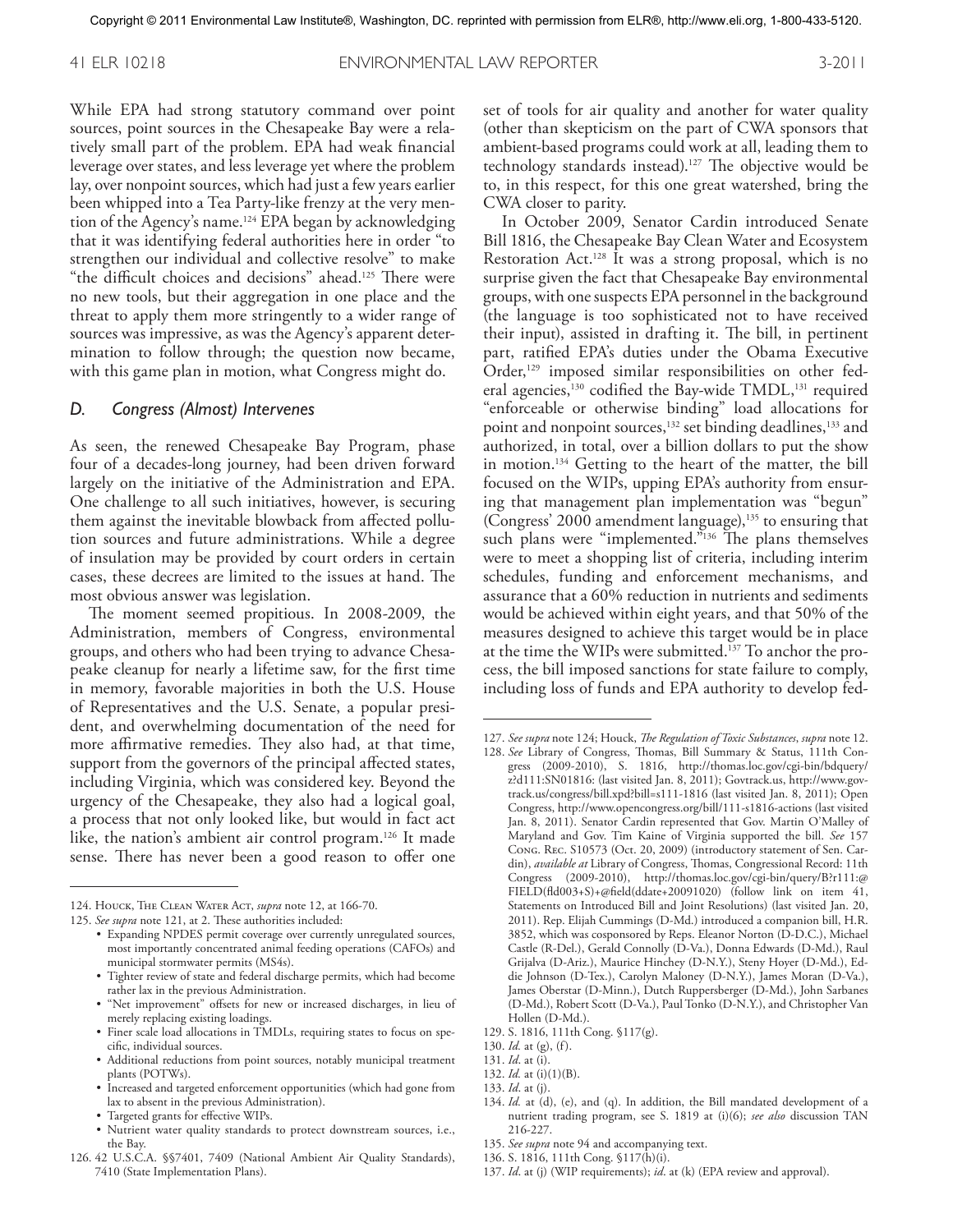While EPA had strong statutory command over point sources, point sources in the Chesapeake Bay were a relatively small part of the problem. EPA had weak financial leverage over states, and less leverage yet where the problem lay, over nonpoint sources, which had just a few years earlier been whipped into a Tea Party-like frenzy at the very mention of the Agency's name.[124] EPA began by acknowledging that it was identifying federal authorities here in order "to strengthen our individual and collective resolve" to make "the difficult choices and decisions" ahead.[125] There were no new tools, but their aggregation in one place and the threat to apply them more stringently to a wider range of sources was impressive, as was the Agency's apparent determination to follow through; the question now became, with this game plan in motion, what Congress might do.

### *D. Congress (Almost) Intervenes*

As seen, the renewed Chesapeake Bay Program, phase four of a decades-long journey, had been driven forward largely on the initiative of the Administration and EPA. One challenge to all such initiatives, however, is securing them against the inevitable blowback from affected pollution sources and future administrations. While a degree of insulation may be provided by court orders in certain cases, these decrees are limited to the issues at hand. The most obvious answer was legislation.

The moment seemed propitious. In 2008-2009, the Administration, members of Congress, environmental groups, and others who had been trying to advance Chesapeake cleanup for nearly a lifetime saw, for the first time in memory, favorable majorities in both the U.S. House of Representatives and the U.S. Senate, a popular president, and overwhelming documentation of the need for more affirmative remedies. They also had, at that time, support from the governors of the principal affected states, including Virginia, which was considered key. Beyond the urgency of the Chesapeake, they also had a logical goal, a process that not only looked like, but would in fact act like, the nation's ambient air control program.[126] It made sense. There has never been a good reason to offer one set of tools for air quality and another for water quality (other than skepticism on the part of CWA sponsors that ambient-based programs could work at all, leading them to technology standards instead).[127] The objective would be to, in this respect, for this one great watershed, bring the CWA closer to parity.

In October 2009, Senator Cardin introduced Senate Bill 1816, the Chesapeake Bay Clean Water and Ecosystem Restoration Act.[128] It was a strong proposal, which is no surprise given the fact that Chesapeake Bay environmental groups, with one suspects EPA personnel in the background (the language is too sophisticated not to have received their input), assisted in drafting it. The bill, in pertinent part, ratified EPA's duties under the Obama Executive Order,[129] imposed similar responsibilities on other federal agencies,[130] codified the Bay-wide TMDL,[131] required "enforceable or otherwise binding" load allocations for point and nonpoint sources,[132] set binding deadlines,[133] and authorized, in total, over a billion dollars to put the show in motion.[134] Getting to the heart of the matter, the bill focused on the WIPs, upping EPA's authority from ensuring that management plan implementation was "begun" (Congress' 2000 amendment language),[135] to ensuring that such plans were "implemented."[136] The plans themselves were to meet a shopping list of criteria, including interim schedules, funding and enforcement mechanisms, and assurance that a 60% reduction in nutrients and sediments would be achieved within eight years, and that 50% of the measures designed to achieve this target would be in place at the time the WIPs were submitted.[137] To anchor the process, the bill imposed sanctions for state failure to comply, including loss of funds and EPA authority to develop fed-

---

124. Houck, The Clean Water Act, *supra* note 12, at 166-70.

125. *See supra* note 121, at 2. These authorities included:
- Expanding NPDES permit coverage over currently unregulated sources, most importantly concentrated animal feeding operations (CAFOs) and municipal stormwater permits (MS4s).
- Tighter review of state and federal discharge permits, which had become rather lax in the previous Administration.
- "Net improvement" offsets for new or increased discharges, in lieu of merely replacing existing loadings.
- Finer scale load allocations in TMDLs, requiring states to focus on specific, individual sources.
- Additional reductions from point sources, notably municipal treatment plants (POTWs).
- Increased and targeted enforcement opportunities (which had gone from lax to absent in the previous Administration).
- Targeted grants for effective WIPs.
- Nutrient water quality standards to protect downstream sources, i.e., the Bay.

126. 42 U.S.C.A. §§7401, 7409 (National Ambient Air Quality Standards), 7410 (State Implementation Plans).

127. *See supra* note 124; Houck, *The Regulation of Toxic Substances*, *supra* note 12.

128. *See* Library of Congress, Thomas, Bill Summary & Status, 111th Congress (2009-2010), S. 1816, http://thomas.loc.gov/cgi-bin/bdquery/z?d111:SN01816: (last visited Jan. 8, 2011); Govtrack.us, http://www.govtrack.us/congress/bill.xpd?bill=s111-1816 (last visited Jan. 8, 2011); Open Congress, http://www.opencongress.org/bill/111-s1816-actions (last visited Jan. 8, 2011). Senator Cardin represented that Gov. Martin O'Malley of Maryland and Gov. Tim Kaine of Virginia supported the bill. *See* 157 Cong. Rec. S10573 (Oct. 20, 2009) (introductory statement of Sen. Cardin), *available at* Library of Congress, Thomas, Congressional Record: 11th Congress (2009-2010), http://thomas.loc.gov/cgi-bin/query/B?r111:@FIELD(fld003+S)+@field(ddate+20091020) (follow link on item 41, Statements on Introduced Bill and Joint Resolutions) (last visited Jan. 20, 2011). Rep. Elijah Cummings (D-Md.) introduced a companion bill, H.R. 3852, which was cosponsored by Reps. Eleanor Norton (D-D.C.), Michael Castle (R-Del.), Gerald Connolly (D-Va.), Donna Edwards (D-Md.), Raul Grijalva (D-Ariz.), Maurice Hinchey (D-N.Y.), Steny Hoyer (D-Md.), Eddie Johnson (D-Tex.), Carolyn Maloney (D-N.Y.), James Moran (D-Va.), James Oberstar (D-Minn.), Dutch Ruppersberger (D-Md.), John Sarbanes (D-Md.), Robert Scott (D-Va.), Paul Tonko (D-N.Y.), and Christopher Van Hollen (D-Md.).

129. S. 1816, 111th Cong. §117(g).

130. *Id.* at (g), (f).

131. *Id.* at (i).

132. *Id.* at (i)(1)(B).

133. *Id.* at (j).

134. *Id.* at (d), (e), and (q). In addition, the Bill mandated development of a nutrient trading program, see S. 1819 at (i)(6); *see also* discussion TAN 216-227.

135. *See supra* note 94 and accompanying text.

136. S. 1816, 111th Cong. §117(h)(i).

137. *Id*. at (j) (WIP requirements); *id*. at (k) (EPA review and approval).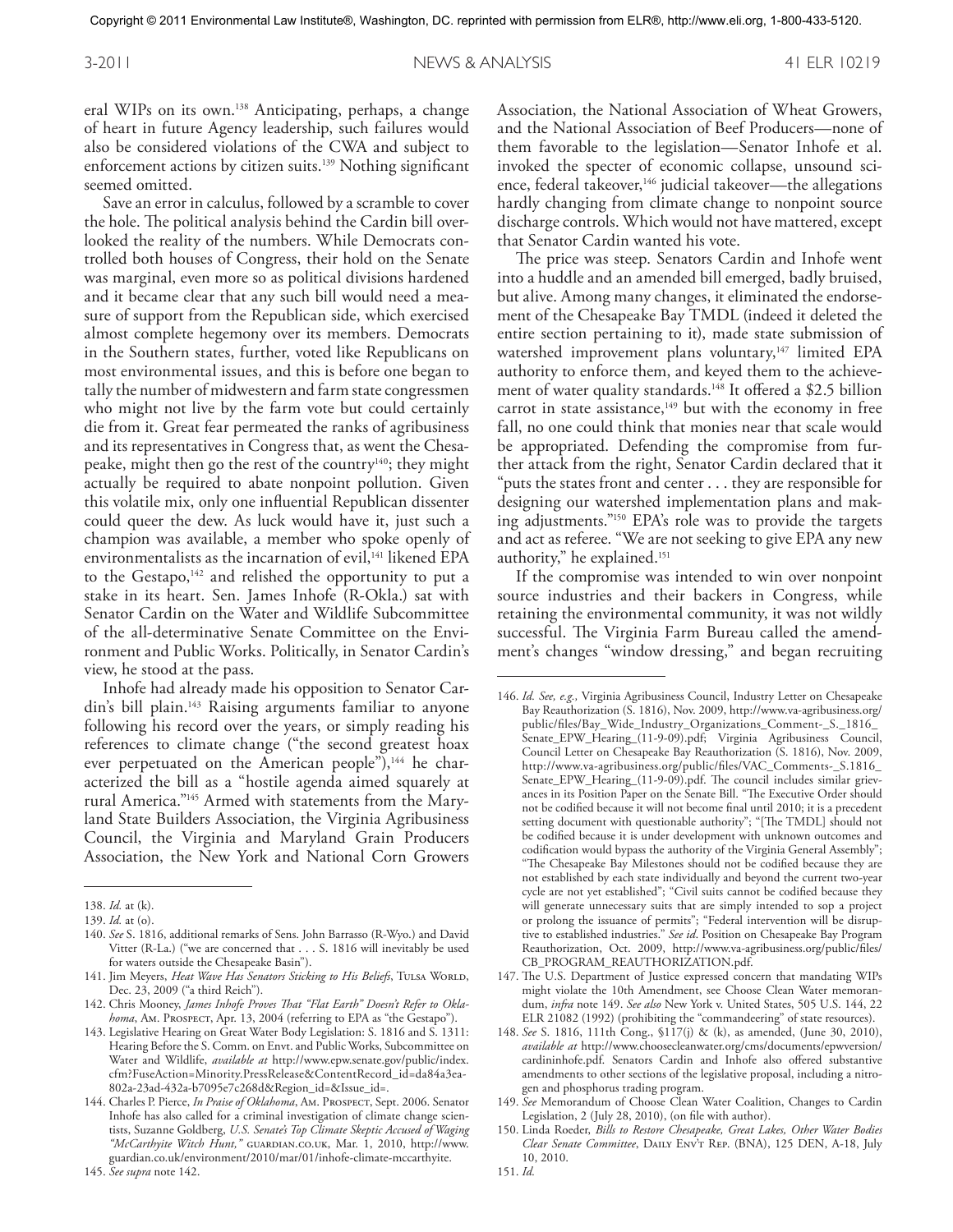eral WIPs on its own.[138] Anticipating, perhaps, a change of heart in future Agency leadership, such failures would also be considered violations of the CWA and subject to enforcement actions by citizen suits.[139] Nothing significant seemed omitted.

Save an error in calculus, followed by a scramble to cover the hole. The political analysis behind the Cardin bill overlooked the reality of the numbers. While Democrats controlled both houses of Congress, their hold on the Senate was marginal, even more so as political divisions hardened and it became clear that any such bill would need a measure of support from the Republican side, which exercised almost complete hegemony over its members. Democrats in the Southern states, further, voted like Republicans on most environmental issues, and this is before one began to tally the number of midwestern and farm state congressmen who might not live by the farm vote but could certainly die from it. Great fear permeated the ranks of agribusiness and its representatives in Congress that, as went the Chesapeake, might then go the rest of the country[140]; they might actually be required to abate nonpoint pollution. Given this volatile mix, only one influential Republican dissenter could queer the dew. As luck would have it, just such a champion was available, a member who spoke openly of environmentalists as the incarnation of evil,[141] likened EPA to the Gestapo,[142] and relished the opportunity to put a stake in its heart. Sen. James Inhofe (R-Okla.) sat with Senator Cardin on the Water and Wildlife Subcommittee of the all-determinative Senate Committee on the Environment and Public Works. Politically, in Senator Cardin's view, he stood at the pass.

Inhofe had already made his opposition to Senator Cardin's bill plain.[143] Raising arguments familiar to anyone following his record over the years, or simply reading his references to climate change ("the second greatest hoax ever perpetuated on the American people"),[144] he characterized the bill as a "hostile agenda aimed squarely at rural America."[145] Armed with statements from the Maryland State Builders Association, the Virginia Agribusiness Council, the Virginia and Maryland Grain Producers Association, the New York and National Corn Growers Association, the National Association of Wheat Growers, and the National Association of Beef Producers—none of them favorable to the legislation—Senator Inhofe et al. invoked the specter of economic collapse, unsound science, federal takeover,[146] judicial takeover—the allegations hardly changing from climate change to nonpoint source discharge controls. Which would not have mattered, except that Senator Cardin wanted his vote.

The price was steep. Senators Cardin and Inhofe went into a huddle and an amended bill emerged, badly bruised, but alive. Among many changes, it eliminated the endorsement of the Chesapeake Bay TMDL (indeed it deleted the entire section pertaining to it), made state submission of watershed improvement plans voluntary,[147] limited EPA authority to enforce them, and keyed them to the achievement of water quality standards.[148] It offered a $2.5 billion carrot in state assistance,[149] but with the economy in free fall, no one could think that monies near that scale would be appropriated. Defending the compromise from further attack from the right, Senator Cardin declared that it "puts the states front and center . . . they are responsible for designing our watershed implementation plans and making adjustments."[150] EPA's role was to provide the targets and act as referee. "We are not seeking to give EPA any new authority," he explained.[151]

If the compromise was intended to win over nonpoint source industries and their backers in Congress, while retaining the environmental community, it was not wildly successful. The Virginia Farm Bureau called the amendment's changes "window dressing," and began recruiting

---

138. *Id.* at (k).

139. *Id.* at (o).

140. *See* S. 1816, additional remarks of Sens. John Barrasso (R-Wyo.) and David Vitter (R-La.) ("we are concerned that . . . S. 1816 will inevitably be used for waters outside the Chesapeake Basin").

141. Jim Meyers, *Heat Wave Has Senators Sticking to His Beliefs*, Tulsa World, Dec. 23, 2009 ("a third Reich").

142. Chris Mooney, *James Inhofe Proves That "Flat Earth" Doesn't Refer to Oklahoma*, Am. Prospect, Apr. 13, 2004 (referring to EPA as "the Gestapo").

143. Legislative Hearing on Great Water Body Legislation: S. 1816 and S. 1311: Hearing Before the S. Comm. on Envt. and Public Works, Subcommittee on Water and Wildlife, *available at* http://www.epw.senate.gov/public/index.cfm?FuseAction=Minority.PressRelease&ContentRecord_id=da84a3ea-802a-23ad-432a-b7095e7c268d&Region_id=&Issue_id=.

144. Charles P. Pierce, *In Praise of Oklahoma*, Am. Prospect, Sept. 2006. Senator Inhofe has also called for a criminal investigation of climate change scientists, Suzanne Goldberg, *U.S. Senate's Top Climate Skeptic Accused of Waging "McCarthyite Witch Hunt,"* guardian.co.uk, Mar. 1, 2010, http://www.guardian.co.uk/environment/2010/mar/01/inhofe-climate-mccarthyite.

145. *See supra* note 142.

146. *Id. See, e.g.,* Virginia Agribusiness Council, Industry Letter on Chesapeake Bay Reauthorization (S. 1816), Nov. 2009, http://www.va-agribusiness.org/public/files/Bay_Wide_Industry_Organizations_Comment-_S._1816_Senate_EPW_Hearing_(11-9-09).pdf; Virginia Agribusiness Council, Council Letter on Chesapeake Bay Reauthorization (S. 1816), Nov. 2009, http://www.va-agribusiness.org/public/files/VAC_Comments-_S.1816_Senate_EPW_Hearing_(11-9-09).pdf. The council includes similar grievances in its Position Paper on the Senate Bill. "The Executive Order should not be codified because it will not become final until 2010; it is a precedent setting document with questionable authority"; "[The TMDL] should not be codified because it is under development with unknown outcomes and codification would bypass the authority of the Virginia General Assembly"; "The Chesapeake Bay Milestones should not be codified because they are not established by each state individually and beyond the current two-year cycle are not yet established"; "Civil suits cannot be codified because they will generate unnecessary suits that are simply intended to sop a project or prolong the issuance of permits"; "Federal intervention will be disruptive to established industries." *See id*. Position on Chesapeake Bay Program Reauthorization, Oct. 2009, http://www.va-agribusiness.org/public/files/CB_PROGRAM_REAUTHORIZATION.pdf.

147. The U.S. Department of Justice expressed concern that mandating WIPs might violate the 10th Amendment, see Choose Clean Water memorandum, *infra* note 149. *See also* New York v. United States, 505 U.S. 144, 22 ELR 21082 (1992) (prohibiting the "commandeering" of state resources).

148. *See* S. 1816, 111th Cong., §117(j) & (k), as amended, (June 30, 2010), *available at* http://www.choosecleanwater.org/cms/documents/epwversion/cardininhofe.pdf. Senators Cardin and Inhofe also offered substantive amendments to other sections of the legislative proposal, including a nitrogen and phosphorus trading program.

149. *See* Memorandum of Choose Clean Water Coalition, Changes to Cardin Legislation, 2 (July 28, 2010), (on file with author).

150. Linda Roeder, *Bills to Restore Chesapeake, Great Lakes, Other Water Bodies Clear Senate Committee*, Daily Env't Rep. (BNA), 125 DEN, A-18, July 10, 2010.

151. *Id.*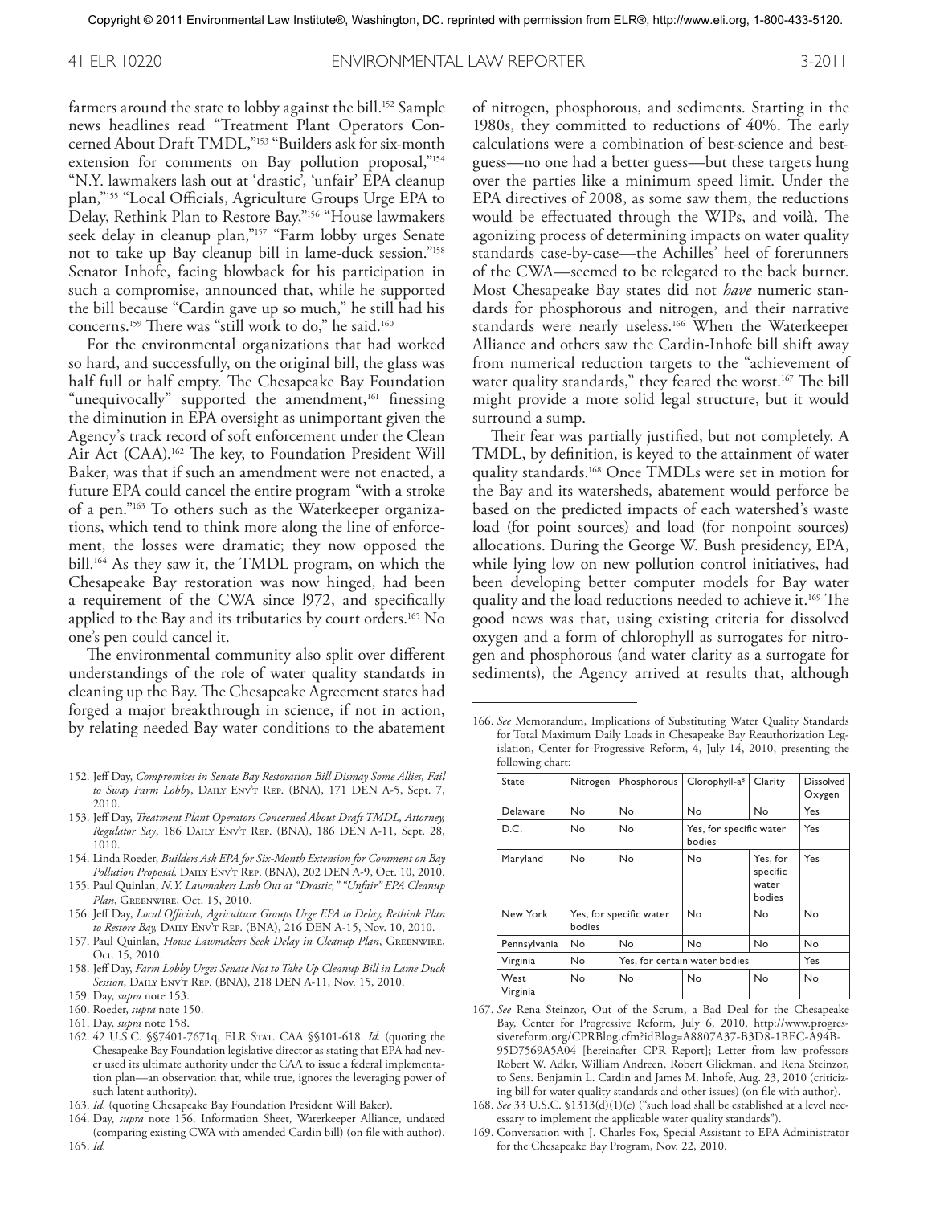farmers around the state to lobby against the bill.[152] Sample news headlines read "Treatment Plant Operators Concerned About Draft TMDL,"[153] "Builders ask for six-month extension for comments on Bay pollution proposal,"[154] "N.Y. lawmakers lash out at 'drastic', 'unfair' EPA cleanup plan,"[155] "Local Officials, Agriculture Groups Urge EPA to Delay, Rethink Plan to Restore Bay,"[156] "House lawmakers seek delay in cleanup plan,"[157] "Farm lobby urges Senate not to take up Bay cleanup bill in lame-duck session."[158] Senator Inhofe, facing blowback for his participation in such a compromise, announced that, while he supported the bill because "Cardin gave up so much," he still had his concerns.[159] There was "still work to do," he said.[160]

For the environmental organizations that had worked so hard, and successfully, on the original bill, the glass was half full or half empty. The Chesapeake Bay Foundation "unequivocally" supported the amendment,[161] finessing the diminution in EPA oversight as unimportant given the Agency's track record of soft enforcement under the Clean Air Act (CAA).[162] The key, to Foundation President Will Baker, was that if such an amendment were not enacted, a future EPA could cancel the entire program "with a stroke of a pen."[163] To others such as the Waterkeeper organizations, which tend to think more along the line of enforcement, the losses were dramatic; they now opposed the bill.[164] As they saw it, the TMDL program, on which the Chesapeake Bay restoration was now hinged, had been a requirement of the CWA since 1972, and specifically applied to the Bay and its tributaries by court orders.[165] No one's pen could cancel it.

The environmental community also split over different understandings of the role of water quality standards in cleaning up the Bay. The Chesapeake Agreement states had forged a major breakthrough in science, if not in action, by relating needed Bay water conditions to the abatement of nitrogen, phosphorous, and sediments. Starting in the 1980s, they committed to reductions of 40%. The early calculations were a combination of best-science and best-guess—no one had a better guess—but these targets hung over the parties like a minimum speed limit. Under the EPA directives of 2008, as some saw them, the reductions would be effectuated through the WIPs, and voilà. The agonizing process of determining impacts on water quality standards case-by-case—the Achilles' heel of forerunners of the CWA—seemed to be relegated to the back burner. Most Chesapeake Bay states did not *have* numeric standards for phosphorous and nitrogen, and their narrative standards were nearly useless.[166] When the Waterkeeper Alliance and others saw the Cardin-Inhofe bill shift away from numerical reduction targets to the "achievement of water quality standards," they feared the worst.[167] The bill might provide a more solid legal structure, but it would surround a sump.

Their fear was partially justified, but not completely. A TMDL, by definition, is keyed to the attainment of water quality standards.[168] Once TMDLs were set in motion for the Bay and its watersheds, abatement would perforce be based on the predicted impacts of each watershed's waste load (for point sources) and load (for nonpoint sources) allocations. During the George W. Bush presidency, EPA, while lying low on new pollution control initiatives, had been developing better computer models for Bay water quality and the load reductions needed to achieve it.[169] The good news was that, using existing criteria for dissolved oxygen and a form of chlorophyll as surrogates for nitrogen and phosphorous (and water clarity as a surrogate for sediments), the Agency arrived at results that, although

---

152. Jeff Day, *Compromises in Senate Bay Restoration Bill Dismay Some Allies, Fail to Sway Farm Lobby*, Daily Env't Rep. (BNA), 171 DEN A-5, Sept. 7, 2010.

153. Jeff Day, *Treatment Plant Operators Concerned About Draft TMDL, Attorney, Regulator Say*, 186 Daily Env't Rep. (BNA), 186 DEN A-11, Sept. 28, 1010.

154. Linda Roeder, *Builders Ask EPA for Six-Month Extension for Comment on Bay Pollution Proposal*, Daily Env't Rep. (BNA), 202 DEN A-9, Oct. 10, 2010.

155. Paul Quinlan, *N.Y. Lawmakers Lash Out at "Drastic," "Unfair" EPA Cleanup Plan*, Greenwire, Oct. 15, 2010.

156. Jeff Day, *Local Officials, Agriculture Groups Urge EPA to Delay, Rethink Plan to Restore Bay*, Daily Env't Rep. (BNA), 216 DEN A-15, Nov. 10, 2010.

157. Paul Quinlan, *House Lawmakers Seek Delay in Cleanup Plan*, Greenwire, Oct. 15, 2010.

158. Jeff Day, *Farm Lobby Urges Senate Not to Take Up Cleanup Bill in Lame Duck Session*, Daily Env't Rep. (BNA), 218 DEN A-11, Nov. 15, 2010.

159. Day, *supra* note 153.

160. Roeder, *supra* note 150.

161. Day, *supra* note 158.

162. 42 U.S.C. §§7401-7671q, ELR Stat. CAA §§101-618. *Id.* (quoting the Chesapeake Bay Foundation legislative director as stating that EPA had never used its ultimate authority under the CAA to issue a federal implementation plan—an observation that, while true, ignores the leveraging power of such latent authority).

163. *Id.* (quoting Chesapeake Bay Foundation President Will Baker).

164. Day, *supra* note 156. Information Sheet, Waterkeeper Alliance, undated (comparing existing CWA with amended Cardin bill) (on file with author).

165. *Id.*

166. *See* Memorandum, Implications of Substituting Water Quality Standards for Total Maximum Daily Loads in Chesapeake Bay Reauthorization Legislation, Center for Progressive Reform, 4, July 14, 2010, presenting the following chart:

| State | Nitrogen | Phosphorous | Clorophyll-a[8] | Clarity | Dissolved Oxygen |
|---|---|---|---|---|---|
| Delaware | No | No | No | No | Yes |
| D.C. | No | No | Yes, for specific water bodies | | Yes |
| Maryland | No | No | No | Yes, for specific water bodies | Yes |
| New York | Yes, for specific water bodies | | No | No | No |
| Pennsylvania | No | No | No | No | No |
| Virginia | No | Yes, for certain water bodies | | | Yes |
| West Virginia | No | No | No | No | No |

167. *See* Rena Steinzor, Out of the Scrum, a Bad Deal for the Chesapeake Bay, Center for Progressive Reform, July 6, 2010, http://www.progressivereform.org/CPRBlog.cfm?idBlog=A8807A37-B3D8-1BEC-A94B-95D7569A5A04 [hereinafter CPR Report]; Letter from law professors Robert W. Adler, William Andreen, Robert Glickman, and Rena Steinzor, to Sens. Benjamin L. Cardin and James M. Inhofe, Aug. 23, 2010 (criticizing bill for water quality standards and other issues) (on file with author).

168. *See* 33 U.S.C. §1313(d)(1)(c) ("such load shall be established at a level necessary to implement the applicable water quality standards").

169. Conversation with J. Charles Fox, Special Assistant to EPA Administrator for the Chesapeake Bay Program, Nov. 22, 2010.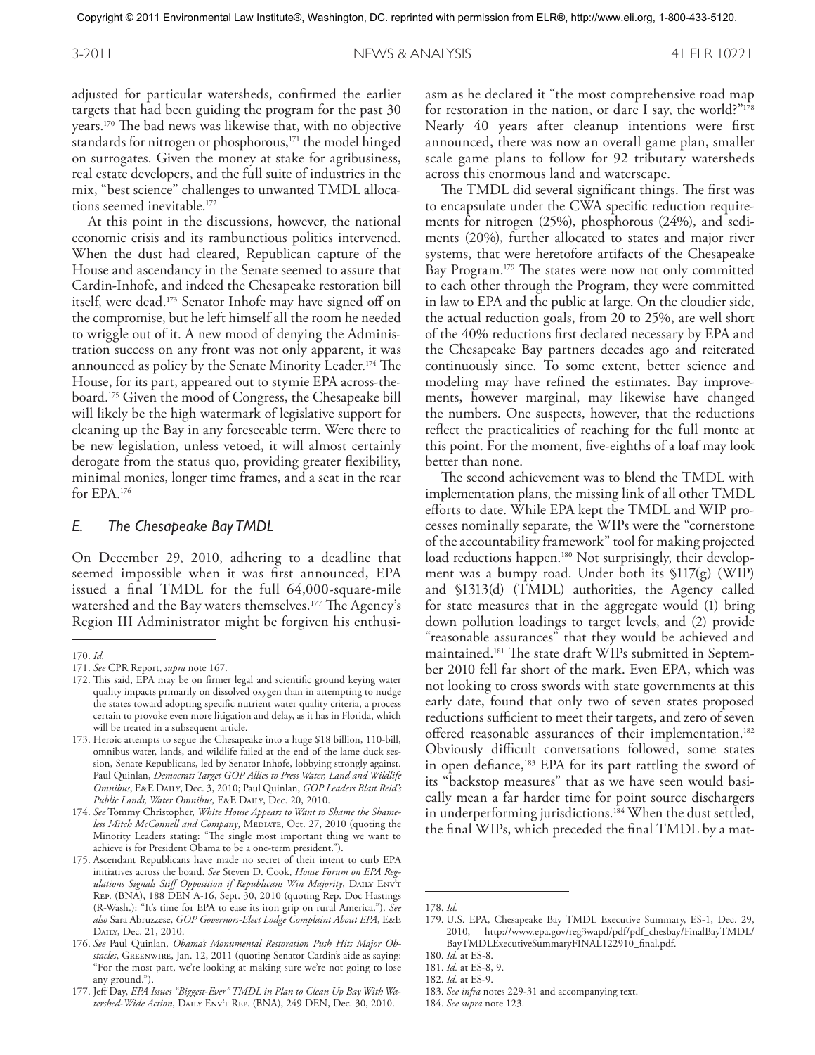adjusted for particular watersheds, confirmed the earlier targets that had been guiding the program for the past 30 years.[170] The bad news was likewise that, with no objective standards for nitrogen or phosphorous,[171] the model hinged on surrogates. Given the money at stake for agribusiness, real estate developers, and the full suite of industries in the mix, "best science" challenges to unwanted TMDL allocations seemed inevitable.[172]

At this point in the discussions, however, the national economic crisis and its rambunctious politics intervened. When the dust had cleared, Republican capture of the House and ascendancy in the Senate seemed to assure that Cardin-Inhofe, and indeed the Chesapeake restoration bill itself, were dead.[173] Senator Inhofe may have signed off on the compromise, but he left himself all the room he needed to wriggle out of it. A new mood of denying the Administration success on any front was not only apparent, it was announced as policy by the Senate Minority Leader.[174] The House, for its part, appeared out to stymie EPA across-the-board.[175] Given the mood of Congress, the Chesapeake bill will likely be the high watermark of legislative support for cleaning up the Bay in any foreseeable term. Were there to be new legislation, unless vetoed, it will almost certainly derogate from the status quo, providing greater flexibility, minimal monies, longer time frames, and a seat in the rear for EPA.[176]

### *E. The Chesapeake Bay TMDL*

On December 29, 2010, adhering to a deadline that seemed impossible when it was first announced, EPA issued a final TMDL for the full 64,000-square-mile watershed and the Bay waters themselves.[177] The Agency's Region III Administrator might be forgiven his enthusiasm as he declared it "the most comprehensive road map for restoration in the nation, or dare I say, the world?"[178] Nearly 40 years after cleanup intentions were first announced, there was now an overall game plan, smaller scale game plans to follow for 92 tributary watersheds across this enormous land and waterscape.

The TMDL did several significant things. The first was to encapsulate under the CWA specific reduction requirements for nitrogen (25%), phosphorous (24%), and sediments (20%), further allocated to states and major river systems, that were heretofore artifacts of the Chesapeake Bay Program.[179] The states were now not only committed to each other through the Program, they were committed in law to EPA and the public at large. On the cloudier side, the actual reduction goals, from 20 to 25%, are well short of the 40% reductions first declared necessary by EPA and the Chesapeake Bay partners decades ago and reiterated continuously since. To some extent, better science and modeling may have refined the estimates. Bay improvements, however marginal, may likewise have changed the numbers. One suspects, however, that the reductions reflect the practicalities of reaching for the full monte at this point. For the moment, five-eighths of a loaf may look better than none.

The second achievement was to blend the TMDL with implementation plans, the missing link of all other TMDL efforts to date. While EPA kept the TMDL and WIP processes nominally separate, the WIPs were the "cornerstone of the accountability framework" tool for making projected load reductions happen.[180] Not surprisingly, their development was a bumpy road. Under both its §117(g) (WIP) and §1313(d) (TMDL) authorities, the Agency called for state measures that in the aggregate would (1) bring down pollution loadings to target levels, and (2) provide "reasonable assurances" that they would be achieved and maintained.[181] The state draft WIPs submitted in September 2010 fell far short of the mark. Even EPA, which was not looking to cross swords with state governments at this early date, found that only two of seven states proposed reductions sufficient to meet their targets, and zero of seven offered reasonable assurances of their implementation.[182] Obviously difficult conversations followed, some states in open defiance,[183] EPA for its part rattling the sword of its "backstop measures" that as we have seen would basically mean a far harder time for point source dischargers in underperforming jurisdictions.[184] When the dust settled, the final WIPs, which preceded the final TMDL by a mat-

---

170. *Id.*

171. *See* CPR Report, *supra* note 167.

172. This said, EPA may be on firmer legal and scientific ground keying water quality impacts primarily on dissolved oxygen than in attempting to nudge the states toward adopting specific nutrient water quality criteria, a process certain to provoke even more litigation and delay, as it has in Florida, which will be treated in a subsequent article.

173. Heroic attempts to segue the Chesapeake into a huge $18 billion, 110-bill, omnibus water, lands, and wildlife failed at the end of the lame duck session, Senate Republicans, led by Senator Inhofe, lobbying strongly against. Paul Quinlan, *Democrats Target GOP Allies to Press Water, Land and Wildlife Omnibus*, E&E Daily, Dec. 3, 2010; Paul Quinlan, *GOP Leaders Blast Reid's Public Lands, Water Omnibus,* E&E Daily, Dec. 20, 2010.

174. *See* Tommy Christopher, *White House Appears to Want to Shame the Shameless Mitch McConnell and Company*, Mediate, Oct. 27, 2010 (quoting the Minority Leaders stating: "The single most important thing we want to achieve is for President Obama to be a one-term president.").

175. Ascendant Republicans have made no secret of their intent to curb EPA initiatives across the board. *See* Steven D. Cook, *House Forum on EPA Regulations Signals Stiff Opposition if Republicans Win Majority*, Daily Env't Rep. (BNA), 188 DEN A-16, Sept. 30, 2010 (quoting Rep. Doc Hastings (R-Wash.): "It's time for EPA to ease its iron grip on rural America."). *See also* Sara Abruzzese, *GOP Governors-Elect Lodge Complaint About EPA*, E&E Daily, Dec. 21, 2010.

176. *See* Paul Quinlan, *Obama's Monumental Restoration Push Hits Major Obstacles*, Greenwire, Jan. 12, 2011 (quoting Senator Cardin's aide as saying: "For the most part, we're looking at making sure we're not going to lose any ground.").

177. Jeff Day, *EPA Issues "Biggest-Ever" TMDL in Plan to Clean Up Bay With Watershed-Wide Action*, Daily Env't Rep. (BNA), 249 DEN, Dec. 30, 2010.

178. *Id.*

179. U.S. EPA, Chesapeake Bay TMDL Executive Summary, ES-1, Dec. 29, 2010, http://www.epa.gov/reg3wapd/pdf/pdf_chesbay/FinalBayTMDL/BayTMDLExecutiveSummaryFINAL122910_final.pdf.

180. *Id.* at ES-8.

181. *Id.* at ES-8, 9.

182. *Id.* at ES-9.

183. *See infra* notes 229-31 and accompanying text.

184. *See supra* note 123.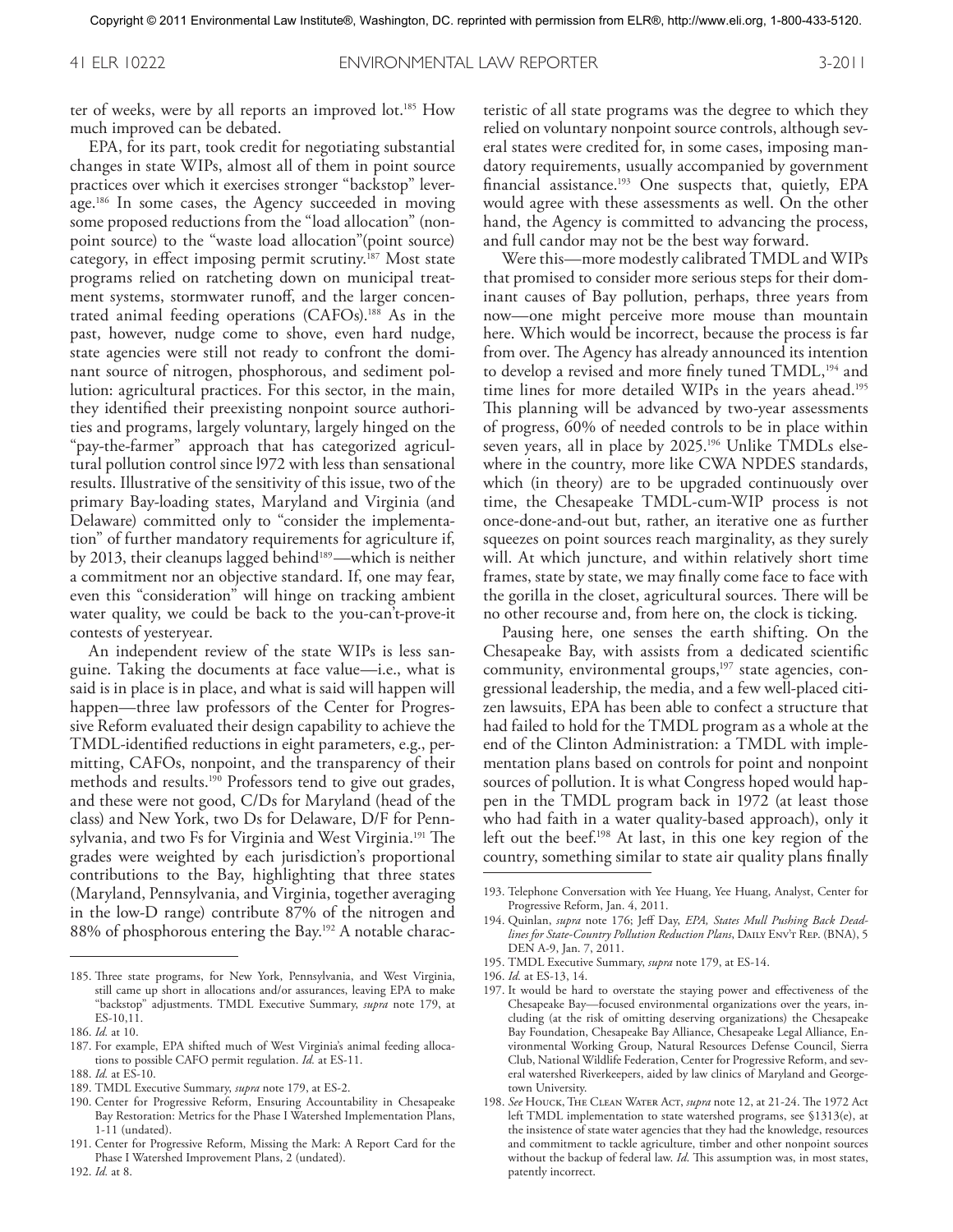ter of weeks, were by all reports an improved lot.[185] How much improved can be debated.

EPA, for its part, took credit for negotiating substantial changes in state WIPs, almost all of them in point source practices over which it exercises stronger "backstop" leverage.[186] In some cases, the Agency succeeded in moving some proposed reductions from the "load allocation" (nonpoint source) to the "waste load allocation"(point source) category, in effect imposing permit scrutiny.[187] Most state programs relied on ratcheting down on municipal treatment systems, stormwater runoff, and the larger concentrated animal feeding operations (CAFOs).[188] As in the past, however, nudge come to shove, even hard nudge, state agencies were still not ready to confront the dominant source of nitrogen, phosphorous, and sediment pollution: agricultural practices. For this sector, in the main, they identified their preexisting nonpoint source authorities and programs, largely voluntary, largely hinged on the "pay-the-farmer" approach that has categorized agricultural pollution control since l972 with less than sensational results. Illustrative of the sensitivity of this issue, two of the primary Bay-loading states, Maryland and Virginia (and Delaware) committed only to "consider the implementation" of further mandatory requirements for agriculture if, by 2013, their cleanups lagged behind[189]—which is neither a commitment nor an objective standard. If, one may fear, even this "consideration" will hinge on tracking ambient water quality, we could be back to the you-can't-prove-it contests of yesteryear.

An independent review of the state WIPs is less sanguine. Taking the documents at face value—i.e., what is said is in place is in place, and what is said will happen will happen—three law professors of the Center for Progressive Reform evaluated their design capability to achieve the TMDL-identified reductions in eight parameters, e.g., permitting, CAFOs, nonpoint, and the transparency of their methods and results.[190] Professors tend to give out grades, and these were not good, C/Ds for Maryland (head of the class) and New York, two Ds for Delaware, D/F for Pennsylvania, and two Fs for Virginia and West Virginia.[191] The grades were weighted by each jurisdiction's proportional contributions to the Bay, highlighting that three states (Maryland, Pennsylvania, and Virginia, together averaging in the low-D range) contribute 87% of the nitrogen and 88% of phosphorous entering the Bay.[192] A notable characteristic of all state programs was the degree to which they relied on voluntary nonpoint source controls, although several states were credited for, in some cases, imposing mandatory requirements, usually accompanied by government financial assistance.[193] One suspects that, quietly, EPA would agree with these assessments as well. On the other hand, the Agency is committed to advancing the process, and full candor may not be the best way forward.

Were this—more modestly calibrated TMDL and WIPs that promised to consider more serious steps for their dominant causes of Bay pollution, perhaps, three years from now—one might perceive more mouse than mountain here. Which would be incorrect, because the process is far from over. The Agency has already announced its intention to develop a revised and more finely tuned TMDL,[194] and time lines for more detailed WIPs in the years ahead.[195] This planning will be advanced by two-year assessments of progress, 60% of needed controls to be in place within seven years, all in place by 2025.[196] Unlike TMDLs elsewhere in the country, more like CWA NPDES standards, which (in theory) are to be upgraded continuously over time, the Chesapeake TMDL-cum-WIP process is not once-done-and-out but, rather, an iterative one as further squeezes on point sources reach marginality, as they surely will. At which juncture, and within relatively short time frames, state by state, we may finally come face to face with the gorilla in the closet, agricultural sources. There will be no other recourse and, from here on, the clock is ticking.

Pausing here, one senses the earth shifting. On the Chesapeake Bay, with assists from a dedicated scientific community, environmental groups,[197] state agencies, congressional leadership, the media, and a few well-placed citizen lawsuits, EPA has been able to confect a structure that had failed to hold for the TMDL program as a whole at the end of the Clinton Administration: a TMDL with implementation plans based on controls for point and nonpoint sources of pollution. It is what Congress hoped would happen in the TMDL program back in 1972 (at least those who had faith in a water quality-based approach), only it left out the beef.[198] At last, in this one key region of the country, something similar to state air quality plans finally

---

185. Three state programs, for New York, Pennsylvania, and West Virginia, still came up short in allocations and/or assurances, leaving EPA to make "backstop" adjustments. TMDL Executive Summary, *supra* note 179, at ES-10,11.

186. *Id.* at 10.

187. For example, EPA shifted much of West Virginia's animal feeding allocations to possible CAFO permit regulation. *Id.* at ES-11.

188. *Id.* at ES-10.

189. TMDL Executive Summary, *supra* note 179, at ES-2.

190. Center for Progressive Reform, Ensuring Accountability in Chesapeake Bay Restoration: Metrics for the Phase I Watershed Implementation Plans, 1-11 (undated).

191. Center for Progressive Reform, Missing the Mark: A Report Card for the Phase I Watershed Improvement Plans, 2 (undated).

192. *Id.* at 8.

193. Telephone Conversation with Yee Huang, Yee Huang, Analyst, Center for Progressive Reform, Jan. 4, 2011.

194. Quinlan, *supra* note 176; Jeff Day, *EPA, States Mull Pushing Back Deadlines for State-Country Pollution Reduction Plans*, Daily Env't Rep. (BNA), 5 DEN A-9, Jan. 7, 2011.

195. TMDL Executive Summary, *supra* note 179, at ES-14.

196. *Id.* at ES-13, 14.

197. It would be hard to overstate the staying power and effectiveness of the Chesapeake Bay—focused environmental organizations over the years, including (at the risk of omitting deserving organizations) the Chesapeake Bay Foundation, Chesapeake Bay Alliance, Chesapeake Legal Alliance, Environmental Working Group, Natural Resources Defense Council, Sierra Club, National Wildlife Federation, Center for Progressive Reform, and several watershed Riverkeepers, aided by law clinics of Maryland and Georgetown University.

198. *See* Houck, The Clean Water Act, *supra* note 12, at 21-24. The 1972 Act left TMDL implementation to state watershed programs, see §1313(e), at the insistence of state water agencies that they had the knowledge, resources and commitment to tackle agriculture, timber and other nonpoint sources without the backup of federal law. *Id.* This assumption was, in most states, patently incorrect.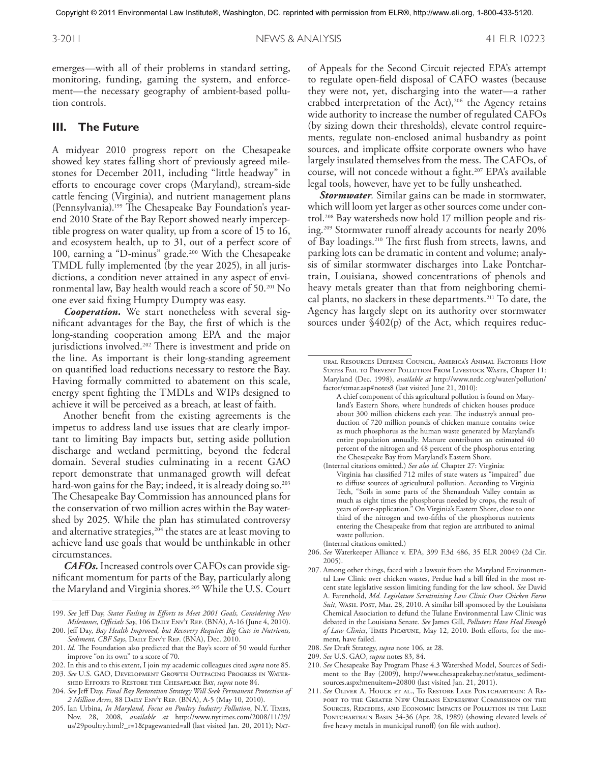emerges—with all of their problems in standard setting, monitoring, funding, gaming the system, and enforcement—the necessary geography of ambient-based pollution controls.

## III. The Future

A midyear 2010 progress report on the Chesapeake showed key states falling short of previously agreed milestones for December 2011, including "little headway" in efforts to encourage cover crops (Maryland), stream-side cattle fencing (Virginia), and nutrient management plans (Pennsylvania).[199] The Chesapeake Bay Foundation's year-end 2010 State of the Bay Report showed nearly imperceptible progress on water quality, up from a score of 15 to 16, and ecosystem health, up to 31, out of a perfect score of 100, earning a "D-minus" grade.[200] With the Chesapeake TMDL fully implemented (by the year 2025), in all jurisdictions, a condition never attained in any aspect of environmental law, Bay health would reach a score of 50.[201] No one ever said fixing Humpty Dumpty was easy.

***Cooperation.*** We start nonetheless with several significant advantages for the Bay, the first of which is the long-standing cooperation among EPA and the major jurisdictions involved.[202] There is investment and pride on the line. As important is their long-standing agreement on quantified load reductions necessary to restore the Bay. Having formally committed to abatement on this scale, energy spent fighting the TMDLs and WIPs designed to achieve it will be perceived as a breach, at least of faith.

Another benefit from the existing agreements is the impetus to address land use issues that are clearly important to limiting Bay impacts but, setting aside pollution discharge and wetland permitting, beyond the federal domain. Several studies culminating in a recent GAO report demonstrate that unmanaged growth will defeat hard-won gains for the Bay; indeed, it is already doing so.[203] The Chesapeake Bay Commission has announced plans for the conservation of two million acres within the Bay watershed by 2025. While the plan has stimulated controversy and alternative strategies,[204] the states are at least moving to achieve land use goals that would be unthinkable in other circumstances.

***CAFOs.*** Increased controls over CAFOs can provide significant momentum for parts of the Bay, particularly along the Maryland and Virginia shores.[205] While the U.S. Court of Appeals for the Second Circuit rejected EPA's attempt to regulate open-field disposal of CAFO wastes (because they were not, yet, discharging into the water—a rather crabbed interpretation of the Act),[206] the Agency retains wide authority to increase the number of regulated CAFOs (by sizing down their thresholds), elevate control requirements, regulate non-enclosed animal husbandry as point sources, and implicate offsite corporate owners who have largely insulated themselves from the mess. The CAFOs, of course, will not concede without a fight.[207] EPA's available legal tools, however, have yet to be fully unsheathed.

***Stormwater.*** Similar gains can be made in stormwater, which will loom yet larger as other sources come under control.[208] Bay watersheds now hold 17 million people and rising.[209] Stormwater runoff already accounts for nearly 20% of Bay loadings.[210] The first flush from streets, lawns, and parking lots can be dramatic in content and volume; analysis of similar stormwater discharges into Lake Pontchartrain, Louisiana, showed concentrations of phenols and heavy metals greater than that from neighboring chemical plants, no slackers in these departments.[211] To date, the Agency has largely slept on its authority over stormwater sources under §402(p) of the Act, which requires reduc-

---

199. *See* Jeff Day, *States Failing in Efforts to Meet 2001 Goals, Considering New Milestones, Officials Say*, 106 Daily Env't Rep. (BNA), A-16 (June 4, 2010).

200. Jeff Day, *Bay Health Improved, but Recovery Requires Big Cuts in Nutrients, Sediment, CBF Says*, Daily Env't Rep. (BNA), Dec. 2010.

201. *Id.* The Foundation also predicted that the Bay's score of 50 would further improve "on its own" to a score of 70.

202. In this and to this extent, I join my academic colleagues cited *supra* note 85.

203. *See* U.S. GAO, Development Growth Outpacing Progress in Watershed Efforts to Restore the Chesapeake Bay, *supra* note 84.

204. *See* Jeff Day, *Final Bay Restoration Strategy Will Seek Permanent Protection of 2 Million Acres*, 88 Daily Env't Rep. (BNA), A-5 (May 10, 2010).

205. Ian Urbina, *In Maryland, Focus on Poultry Industry Pollution*, N.Y. Times, Nov. 28, 2008, *available at* http://www.nytimes.com/2008/11/29/us/29poultry.html?_r=1&pagewanted=all (last visited Jan. 20, 2011); Natural Resources Defense Council, America's Animal Factories How States Fail to Prevent Pollution From Livestock Waste, Chapter 11: Maryland (Dec. 1998), *available at* http://www.nrdc.org/water/pollution/factor/stmar.asp#notes8 (last visited June 21, 2010):

> A chief component of this agricultural pollution is found on Maryland's Eastern Shore, where hundreds of chicken houses produce about 300 million chickens each year. The industry's annual production of 720 million pounds of chicken manure contains twice as much phosphorus as the human waste generated by Maryland's entire population annually. Manure contributes an estimated 40 percent of the nitrogen and 48 percent of the phosphorus entering the Chesapeake Bay from Maryland's Eastern Shore.

(Internal citations omitted.) *See also id.* Chapter 27: Virginia:

> Virginia has classified 712 miles of state waters as "impaired" due to diffuse sources of agricultural pollution. According to Virginia Tech, "Soils in some parts of the Shenandoah Valley contain as much as eight times the phosphorus needed by crops, the result of years of over-application." On Virginia's Eastern Shore, close to one third of the nitrogen and two-fifths of the phosphorus nutrients entering the Chesapeake from that region are attributed to animal waste pollution.

(Internal citations omitted.)

206. *See* Waterkeeper Alliance v. EPA, 399 F.3d 486, 35 ELR 20049 (2d Cir. 2005).

207. Among other things, faced with a lawsuit from the Maryland Environmental Law Clinic over chicken wastes, Perdue had a bill filed in the most recent state legislative session limiting funding for the law school. *See* David A. Farenthold, *Md. Legislature Scrutinizing Law Clinic Over Chicken Farm Suit*, Wash. Post, Mar. 28, 2010. A similar bill sponsored by the Louisiana Chemical Association to defund the Tulane Environmental Law Clinic was debated in the Louisiana Senate. *See* James Gill, *Polluters Have Had Enough of Law Clinics*, Times Picayune, May 12, 2010. Both efforts, for the moment, have failed.

208. *See* Draft Strategy, *supra* note 106, at 28.

209. *See* U.S. GAO, *supra* notes 83, 84.

210. *See* Chesapeake Bay Program Phase 4.3 Watershed Model, Sources of Sediment to the Bay (2009), http://www.chesapeakebay.net/status_sediment-sources.aspx?menuitem=20800 (last visited Jan. 21, 2011).

211. *See* Oliver A. Houck et al., To Restore Lake Pontchartrain: A Report to the Greater New Orleans Expressway Commission on the Sources, Remedies, and Economic Impacts of Pollution in the Lake Pontchartrain Basin 34-36 (Apr. 28, 1989) (showing elevated levels of five heavy metals in municipal runoff) (on file with author).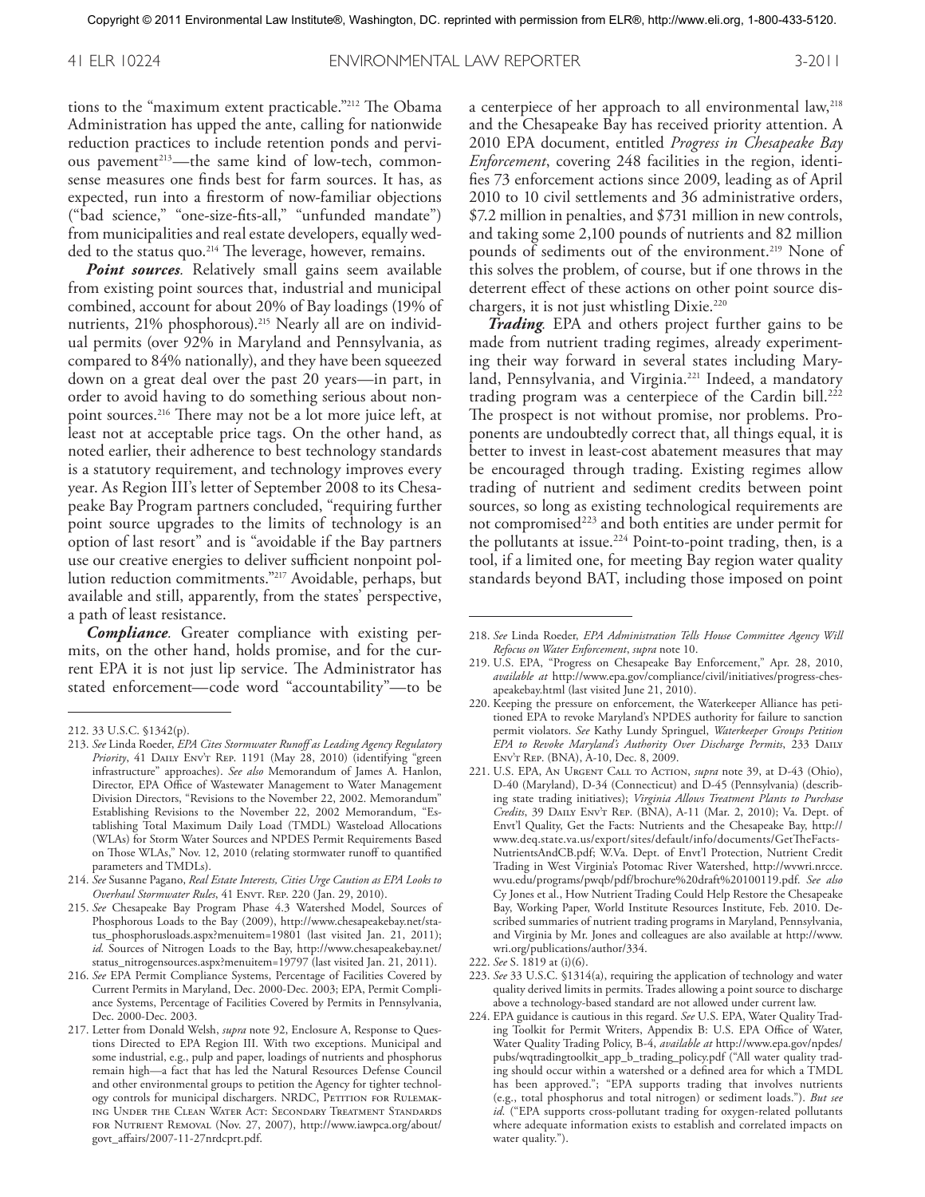tions to the "maximum extent practicable."[212] The Obama Administration has upped the ante, calling for nationwide reduction practices to include retention ponds and pervious pavement[213]—the same kind of low-tech, commonsense measures one finds best for farm sources. It has, as expected, run into a firestorm of now-familiar objections ("bad science," "one-size-fits-all," "unfunded mandate") from municipalities and real estate developers, equally wedded to the status quo.[214] The leverage, however, remains.

***Point sources.*** Relatively small gains seem available from existing point sources that, industrial and municipal combined, account for about 20% of Bay loadings (19% of nutrients, 21% phosphorous).[215] Nearly all are on individual permits (over 92% in Maryland and Pennsylvania, as compared to 84% nationally), and they have been squeezed down on a great deal over the past 20 years—in part, in order to avoid having to do something serious about nonpoint sources.[216] There may not be a lot more juice left, at least not at acceptable price tags. On the other hand, as noted earlier, their adherence to best technology standards is a statutory requirement, and technology improves every year. As Region III's letter of September 2008 to its Chesapeake Bay Program partners concluded, "requiring further point source upgrades to the limits of technology is an option of last resort" and is "avoidable if the Bay partners use our creative energies to deliver sufficient nonpoint pollution reduction commitments."[217] Avoidable, perhaps, but available and still, apparently, from the states' perspective, a path of least resistance.

***Compliance.*** Greater compliance with existing permits, on the other hand, holds promise, and for the current EPA it is not just lip service. The Administrator has stated enforcement—code word "accountability"—to be a centerpiece of her approach to all environmental law,[218] and the Chesapeake Bay has received priority attention. A 2010 EPA document, entitled *Progress in Chesapeake Bay Enforcement*, covering 248 facilities in the region, identifies 73 enforcement actions since 2009, leading as of April 2010 to 10 civil settlements and 36 administrative orders, $7.2 million in penalties, and $731 million in new controls, and taking some 2,100 pounds of nutrients and 82 million pounds of sediments out of the environment.[219] None of this solves the problem, of course, but if one throws in the deterrent effect of these actions on other point source dischargers, it is not just whistling Dixie.[220]

***Trading.*** EPA and others project further gains to be made from nutrient trading regimes, already experimenting their way forward in several states including Maryland, Pennsylvania, and Virginia.[221] Indeed, a mandatory trading program was a centerpiece of the Cardin bill.[222] The prospect is not without promise, nor problems. Proponents are undoubtedly correct that, all things equal, it is better to invest in least-cost abatement measures that may be encouraged through trading. Existing regimes allow trading of nutrient and sediment credits between point sources, so long as existing technological requirements are not compromised[223] and both entities are under permit for the pollutants at issue.[224] Point-to-point trading, then, is a tool, if a limited one, for meeting Bay region water quality standards beyond BAT, including those imposed on point

---

212. 33 U.S.C. §1342(p).

213. *See* Linda Roeder, *EPA Cites Stormwater Runoff as Leading Agency Regulatory Priority*, 41 Daily Env't Rep. 1191 (May 28, 2010) (identifying "green infrastructure" approaches). *See also* Memorandum of James A. Hanlon, Director, EPA Office of Wastewater Management to Water Management Division Directors, "Revisions to the November 22, 2002. Memorandum" Establishing Revisions to the November 22, 2002 Memorandum, "Establishing Total Maximum Daily Load (TMDL) Wasteload Allocations (WLAs) for Storm Water Sources and NPDES Permit Requirements Based on Those WLAs," Nov. 12, 2010 (relating stormwater runoff to quantified parameters and TMDLs).

214. *See* Susanne Pagano, *Real Estate Interests, Cities Urge Caution as EPA Looks to Overhaul Stormwater Rules*, 41 Envt. Rep. 220 (Jan. 29, 2010).

215. *See* Chesapeake Bay Program Phase 4.3 Watershed Model, Sources of Phosphorous Loads to the Bay (2009), http://www.chesapeakebay.net/status_phosphorusloads.aspx?menuitem=19801 (last visited Jan. 21, 2011); *id.* Sources of Nitrogen Loads to the Bay, http://www.chesapeakebay.net/status_nitrogensources.aspx?menuitem=19797 (last visited Jan. 21, 2011).

216. *See* EPA Permit Compliance Systems, Percentage of Facilities Covered by Current Permits in Maryland, Dec. 2000-Dec. 2003; EPA, Permit Compliance Systems, Percentage of Facilities Covered by Permits in Pennsylvania, Dec. 2000-Dec. 2003.

217. Letter from Donald Welsh, *supra* note 92, Enclosure A, Response to Questions Directed to EPA Region III. With two exceptions. Municipal and some industrial, e.g., pulp and paper, loadings of nutrients and phosphorus remain high—a fact that has led the Natural Resources Defense Council and other environmental groups to petition the Agency for tighter technology controls for municipal dischargers. NRDC, Petition for Rulemaking Under the Clean Water Act: Secondary Treatment Standards for Nutrient Removal (Nov. 27, 2007), http://www.iawpca.org/about/govt_affairs/2007-11-27nrdcprt.pdf.

218. *See* Linda Roeder, *EPA Administration Tells House Committee Agency Will Refocus on Water Enforcement*, *supra* note 10.

219. U.S. EPA, "Progress on Chesapeake Bay Enforcement," Apr. 28, 2010, *available at* http://www.epa.gov/compliance/civil/initiatives/progress-chesapeakebay.html (last visited June 21, 2010).

220. Keeping the pressure on enforcement, the Waterkeeper Alliance has petitioned EPA to revoke Maryland's NPDES authority for failure to sanction permit violators. *See* Kathy Lundy Springuel, *Waterkeeper Groups Petition EPA to Revoke Maryland's Authority Over Discharge Permits*, 233 Daily Env't Rep. (BNA), A-10, Dec. 8, 2009.

221. U.S. EPA, An Urgent Call to Action, *supra* note 39, at D-43 (Ohio), D-40 (Maryland), D-34 (Connecticut) and D-45 (Pennsylvania) (describing state trading initiatives); *Virginia Allows Treatment Plants to Purchase Credits*, 39 Daily Env't Rep. (BNA), A-11 (Mar. 2, 2010); Va. Dept. of Envt'l Quality, Get the Facts: Nutrients and the Chesapeake Bay, http://www.deq.state.va.us/export/sites/default/info/documents/GetTheFacts-NutrientsAndCB.pdf; W.Va. Dept. of Envt'l Protection, Nutrient Credit Trading in West Virginia's Potomac River Watershed, http://wvwri.nrcce.wvu.edu/programs/pwqb/pdf/brochure%20draft%20100119.pdf. *See also* Cy Jones et al., How Nutrient Trading Could Help Restore the Chesapeake Bay, Working Paper, World Institute Resources Institute, Feb. 2010. Described summaries of nutrient trading programs in Maryland, Pennsylvania, and Virginia by Mr. Jones and colleagues are also available at http://www.wri.org/publications/author/334.

222. *See* S. 1819 at (i)(6).

223. *See* 33 U.S.C. §1314(a), requiring the application of technology and water quality derived limits in permits. Trades allowing a point source to discharge above a technology-based standard are not allowed under current law.

224. EPA guidance is cautious in this regard. *See* U.S. EPA, Water Quality Trading Toolkit for Permit Writers, Appendix B: U.S. EPA Office of Water, Water Quality Trading Policy, B-4, *available at* http://www.epa.gov/npdes/pubs/wqtradingtoolkit_app_b_trading_policy.pdf ("All water quality trading should occur within a watershed or a defined area for which a TMDL has been approved."; "EPA supports trading that involves nutrients (e.g., total phosphorus and total nitrogen) or sediment loads."). *But see id.* ("EPA supports cross-pollutant trading for oxygen-related pollutants where adequate information exists to establish and correlated impacts on water quality.").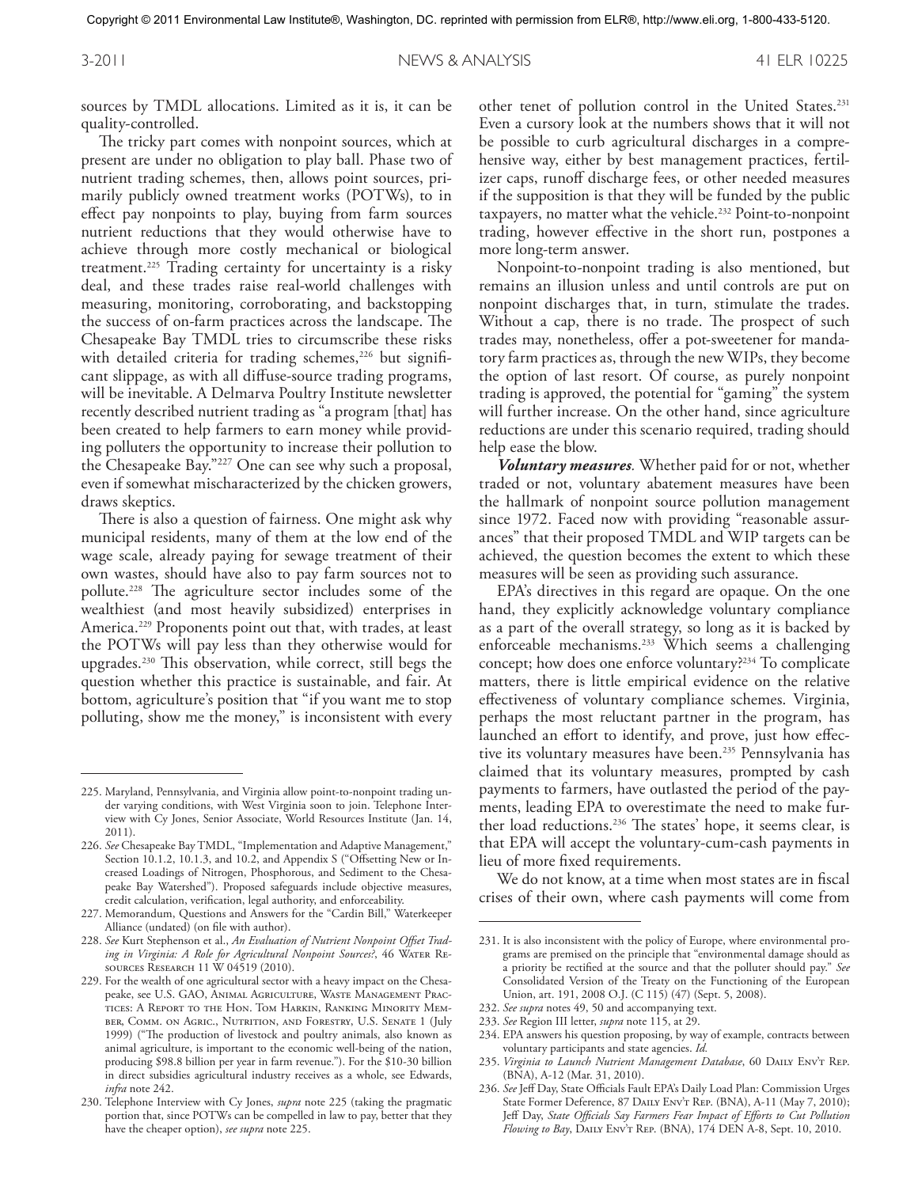sources by TMDL allocations. Limited as it is, it can be quality-controlled.

The tricky part comes with nonpoint sources, which at present are under no obligation to play ball. Phase two of nutrient trading schemes, then, allows point sources, primarily publicly owned treatment works (POTWs), to in effect pay nonpoints to play, buying from farm sources nutrient reductions that they would otherwise have to achieve through more costly mechanical or biological treatment.[225] Trading certainty for uncertainty is a risky deal, and these trades raise real-world challenges with measuring, monitoring, corroborating, and backstopping the success of on-farm practices across the landscape. The Chesapeake Bay TMDL tries to circumscribe these risks with detailed criteria for trading schemes,[226] but significant slippage, as with all diffuse-source trading programs, will be inevitable. A Delmarva Poultry Institute newsletter recently described nutrient trading as "a program [that] has been created to help farmers to earn money while providing polluters the opportunity to increase their pollution to the Chesapeake Bay."[227] One can see why such a proposal, even if somewhat mischaracterized by the chicken growers, draws skeptics.

There is also a question of fairness. One might ask why municipal residents, many of them at the low end of the wage scale, already paying for sewage treatment of their own wastes, should have also to pay farm sources not to pollute.[228] The agriculture sector includes some of the wealthiest (and most heavily subsidized) enterprises in America.[229] Proponents point out that, with trades, at least the POTWs will pay less than they otherwise would for upgrades.[230] This observation, while correct, still begs the question whether this practice is sustainable, and fair. At bottom, agriculture's position that "if you want me to stop polluting, show me the money," is inconsistent with every other tenet of pollution control in the United States.[231] Even a cursory look at the numbers shows that it will not be possible to curb agricultural discharges in a comprehensive way, either by best management practices, fertilizer caps, runoff discharge fees, or other needed measures if the supposition is that they will be funded by the public taxpayers, no matter what the vehicle.[232] Point-to-nonpoint trading, however effective in the short run, postpones a more long-term answer.

Nonpoint-to-nonpoint trading is also mentioned, but remains an illusion unless and until controls are put on nonpoint discharges that, in turn, stimulate the trades. Without a cap, there is no trade. The prospect of such trades may, nonetheless, offer a pot-sweetener for mandatory farm practices as, through the new WIPs, they become the option of last resort. Of course, as purely nonpoint trading is approved, the potential for "gaming" the system will further increase. On the other hand, since agriculture reductions are under this scenario required, trading should help ease the blow.

***Voluntary measures.*** Whether paid for or not, whether traded or not, voluntary abatement measures have been the hallmark of nonpoint source pollution management since 1972. Faced now with providing "reasonable assurances" that their proposed TMDL and WIP targets can be achieved, the question becomes the extent to which these measures will be seen as providing such assurance.

EPA's directives in this regard are opaque. On the one hand, they explicitly acknowledge voluntary compliance as a part of the overall strategy, so long as it is backed by enforceable mechanisms.[233] Which seems a challenging concept; how does one enforce voluntary?[234] To complicate matters, there is little empirical evidence on the relative effectiveness of voluntary compliance schemes. Virginia, perhaps the most reluctant partner in the program, has launched an effort to identify, and prove, just how effective its voluntary measures have been.[235] Pennsylvania has claimed that its voluntary measures, prompted by cash payments to farmers, have outlasted the period of the payments, leading EPA to overestimate the need to make further load reductions.[236] The states' hope, it seems clear, is that EPA will accept the voluntary-cum-cash payments in lieu of more fixed requirements.

We do not know, at a time when most states are in fiscal crises of their own, where cash payments will come from

---

225. Maryland, Pennsylvania, and Virginia allow point-to-nonpoint trading under varying conditions, with West Virginia soon to join. Telephone Interview with Cy Jones, Senior Associate, World Resources Institute (Jan. 14, 2011).

226. *See* Chesapeake Bay TMDL, "Implementation and Adaptive Management," Section 10.1.2, 10.1.3, and 10.2, and Appendix S ("Offsetting New or Increased Loadings of Nitrogen, Phosphorous, and Sediment to the Chesapeake Bay Watershed"). Proposed safeguards include objective measures, credit calculation, verification, legal authority, and enforceability.

227. Memorandum, Questions and Answers for the "Cardin Bill," Waterkeeper Alliance (undated) (on file with author).

228. *See* Kurt Stephenson et al., *An Evaluation of Nutrient Nonpoint Offset Trading in Virginia: A Role for Agricultural Nonpoint Sources?*, 46 Water Resources Research 11 W 04519 (2010).

229. For the wealth of one agricultural sector with a heavy impact on the Chesapeake, see U.S. GAO, Animal Agriculture, Waste Management Practices: A Report to the Hon. Tom Harkin, Ranking Minority Member, Comm. on Agric., Nutrition, and Forestry, U.S. Senate 1 (July 1999) ("The production of livestock and poultry animals, also known as animal agriculture, is important to the economic well-being of the nation, producing $98.8 billion per year in farm revenue."). For the $10-30 billion in direct subsidies agricultural industry receives as a whole, see Edwards, *infra* note 242.

230. Telephone Interview with Cy Jones, *supra* note 225 (taking the pragmatic portion that, since POTWs can be compelled in law to pay, better that they have the cheaper option), *see supra* note 225.

231. It is also inconsistent with the policy of Europe, where environmental programs are premised on the principle that "environmental damage should as a priority be rectified at the source and that the polluter should pay." *See* Consolidated Version of the Treaty on the Functioning of the European Union, art. 191, 2008 O.J. (C 115) (47) (Sept. 5, 2008).

232. *See supra* notes 49, 50 and accompanying text.

233. *See* Region III letter, *supra* note 115, at 29.

234. EPA answers his question proposing, by way of example, contracts between voluntary participants and state agencies. *Id.*

235. *Virginia to Launch Nutrient Management Database*, 60 Daily Env't Rep. (BNA), A-12 (Mar. 31, 2010).

236. *See* Jeff Day, State Officials Fault EPA's Daily Load Plan: Commission Urges State Former Deference, 87 Daily Env't Rep. (BNA), A-11 (May 7, 2010); Jeff Day, *State Officials Say Farmers Fear Impact of Efforts to Cut Pollution Flowing to Bay*, Daily Env't Rep. (BNA), 174 DEN A-8, Sept. 10, 2010.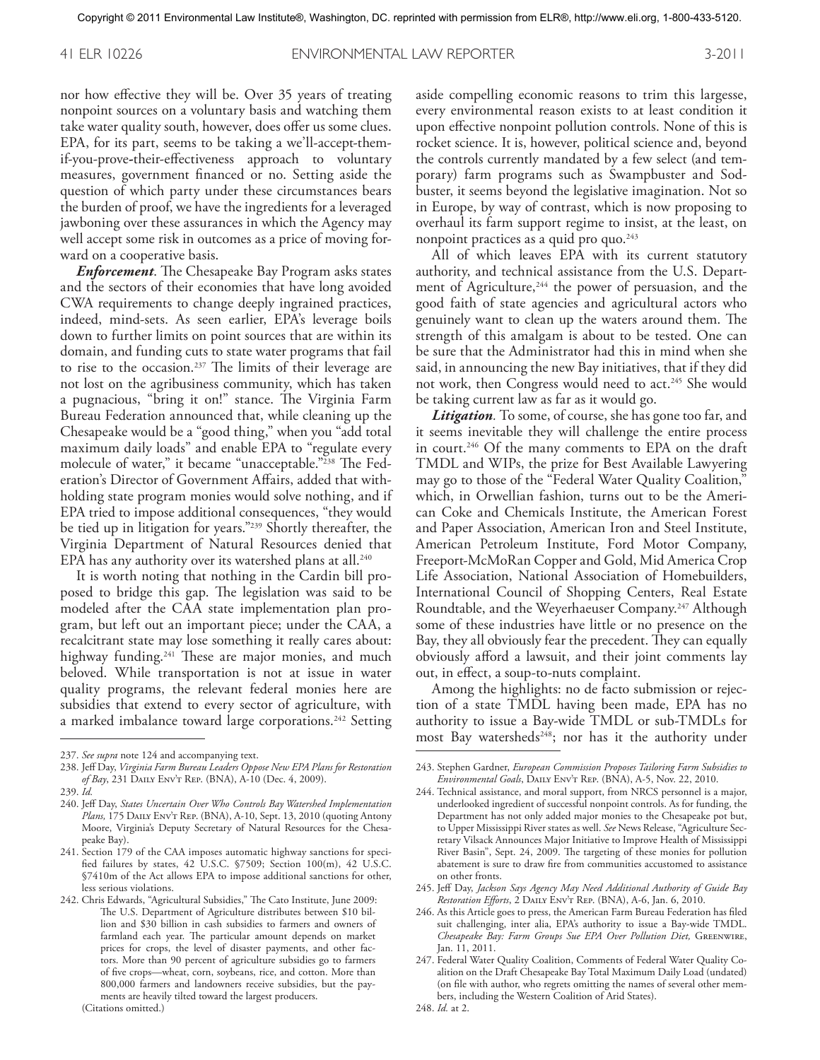nor how effective they will be. Over 35 years of treating nonpoint sources on a voluntary basis and watching them take water quality south, however, does offer us some clues. EPA, for its part, seems to be taking a we'll-accept-them-if-you-prove-their-effectiveness approach to voluntary measures, government financed or no. Setting aside the question of which party under these circumstances bears the burden of proof, we have the ingredients for a leveraged jawboning over these assurances in which the Agency may well accept some risk in outcomes as a price of moving forward on a cooperative basis.

***Enforcement***. The Chesapeake Bay Program asks states and the sectors of their economies that have long avoided CWA requirements to change deeply ingrained practices, indeed, mind-sets. As seen earlier, EPA's leverage boils down to further limits on point sources that are within its domain, and funding cuts to state water programs that fail to rise to the occasion.[237] The limits of their leverage are not lost on the agribusiness community, which has taken a pugnacious, "bring it on!" stance. The Virginia Farm Bureau Federation announced that, while cleaning up the Chesapeake would be a "good thing," when you "add total maximum daily loads" and enable EPA to "regulate every molecule of water," it became "unacceptable."[238] The Federation's Director of Government Affairs, added that withholding state program monies would solve nothing, and if EPA tried to impose additional consequences, "they would be tied up in litigation for years."[239] Shortly thereafter, the Virginia Department of Natural Resources denied that EPA has any authority over its watershed plans at all.[240]

It is worth noting that nothing in the Cardin bill proposed to bridge this gap. The legislation was said to be modeled after the CAA state implementation plan program, but left out an important piece; under the CAA, a recalcitrant state may lose something it really cares about: highway funding.[241] These are major monies, and much beloved. While transportation is not at issue in water quality programs, the relevant federal monies here are subsidies that extend to every sector of agriculture, with a marked imbalance toward large corporations.[242] Setting aside compelling economic reasons to trim this largesse, every environmental reason exists to at least condition it upon effective nonpoint pollution controls. None of this is rocket science. It is, however, political science and, beyond the controls currently mandated by a few select (and temporary) farm programs such as Swampbuster and Sodbuster, it seems beyond the legislative imagination. Not so in Europe, by way of contrast, which is now proposing to overhaul its farm support regime to insist, at the least, on nonpoint practices as a quid pro quo.[243]

All of which leaves EPA with its current statutory authority, and technical assistance from the U.S. Department of Agriculture,[244] the power of persuasion, and the good faith of state agencies and agricultural actors who genuinely want to clean up the waters around them. The strength of this amalgam is about to be tested. One can be sure that the Administrator had this in mind when she said, in announcing the new Bay initiatives, that if they did not work, then Congress would need to act.[245] She would be taking current law as far as it would go.

***Litigation***. To some, of course, she has gone too far, and it seems inevitable they will challenge the entire process in court.[246] Of the many comments to EPA on the draft TMDL and WIPs, the prize for Best Available Lawyering may go to those of the "Federal Water Quality Coalition," which, in Orwellian fashion, turns out to be the American Coke and Chemicals Institute, the American Forest and Paper Association, American Iron and Steel Institute, American Petroleum Institute, Ford Motor Company, Freeport-McMoRan Copper and Gold, Mid America Crop Life Association, National Association of Homebuilders, International Council of Shopping Centers, Real Estate Roundtable, and the Weyerhaeuser Company.[247] Although some of these industries have little or no presence on the Bay, they all obviously fear the precedent. They can equally obviously afford a lawsuit, and their joint comments lay out, in effect, a soup-to-nuts complaint.

Among the highlights: no de facto submission or rejection of a state TMDL having been made, EPA has no authority to issue a Bay-wide TMDL or sub-TMDLs for most Bay watersheds[248]; nor has it the authority under

---

237. *See supra* note 124 and accompanying text.

238. Jeff Day, *Virginia Farm Bureau Leaders Oppose New EPA Plans for Restoration of Bay*, 231 Daily Env't Rep. (BNA), A-10 (Dec. 4, 2009).

239. *Id.*

240. Jeff Day, *States Uncertain Over Who Controls Bay Watershed Implementation Plans,* 175 Daily Env't Rep. (BNA), A-10, Sept. 13, 2010 (quoting Antony Moore, Virginia's Deputy Secretary of Natural Resources for the Chesapeake Bay).

241. Section 179 of the CAA imposes automatic highway sanctions for specified failures by states, 42 U.S.C. §7509; Section 100(m), 42 U.S.C. §7410m of the Act allows EPA to impose additional sanctions for other, less serious violations.

242. Chris Edwards, "Agricultural Subsidies," The Cato Institute, June 2009:
> The U.S. Department of Agriculture distributes between $10 billion and $30 billion in cash subsidies to farmers and owners of farmland each year. The particular amount depends on market prices for crops, the level of disaster payments, and other factors. More than 90 percent of agriculture subsidies go to farmers of five crops—wheat, corn, soybeans, rice, and cotton. More than 800,000 farmers and landowners receive subsidies, but the payments are heavily tilted toward the largest producers.

(Citations omitted.)

243. Stephen Gardner, *European Commission Proposes Tailoring Farm Subsidies to Environmental Goals*, Daily Env't Rep. (BNA), A-5, Nov. 22, 2010.

244. Technical assistance, and moral support, from NRCS personnel is a major, underlooked ingredient of successful nonpoint controls. As for funding, the Department has not only added major monies to the Chesapeake pot but, to Upper Mississippi River states as well. *See* News Release, "Agriculture Secretary Vilsack Announces Major Initiative to Improve Health of Mississippi River Basin", Sept. 24, 2009. The targeting of these monies for pollution abatement is sure to draw fire from communities accustomed to assistance on other fronts.

245. Jeff Day, *Jackson Says Agency May Need Additional Authority of Guide Bay Restoration Efforts*, 2 Daily Env't Rep. (BNA), A-6, Jan. 6, 2010.

246. As this Article goes to press, the American Farm Bureau Federation has filed suit challenging, inter alia, EPA's authority to issue a Bay-wide TMDL. *Chesapeake Bay: Farm Groups Sue EPA Over Pollution Diet,* Greenwire, Jan. 11, 2011.

247. Federal Water Quality Coalition, Comments of Federal Water Quality Coalition on the Draft Chesapeake Bay Total Maximum Daily Load (undated) (on file with author, who regrets omitting the names of several other members, including the Western Coalition of Arid States).

248. *Id.* at 2.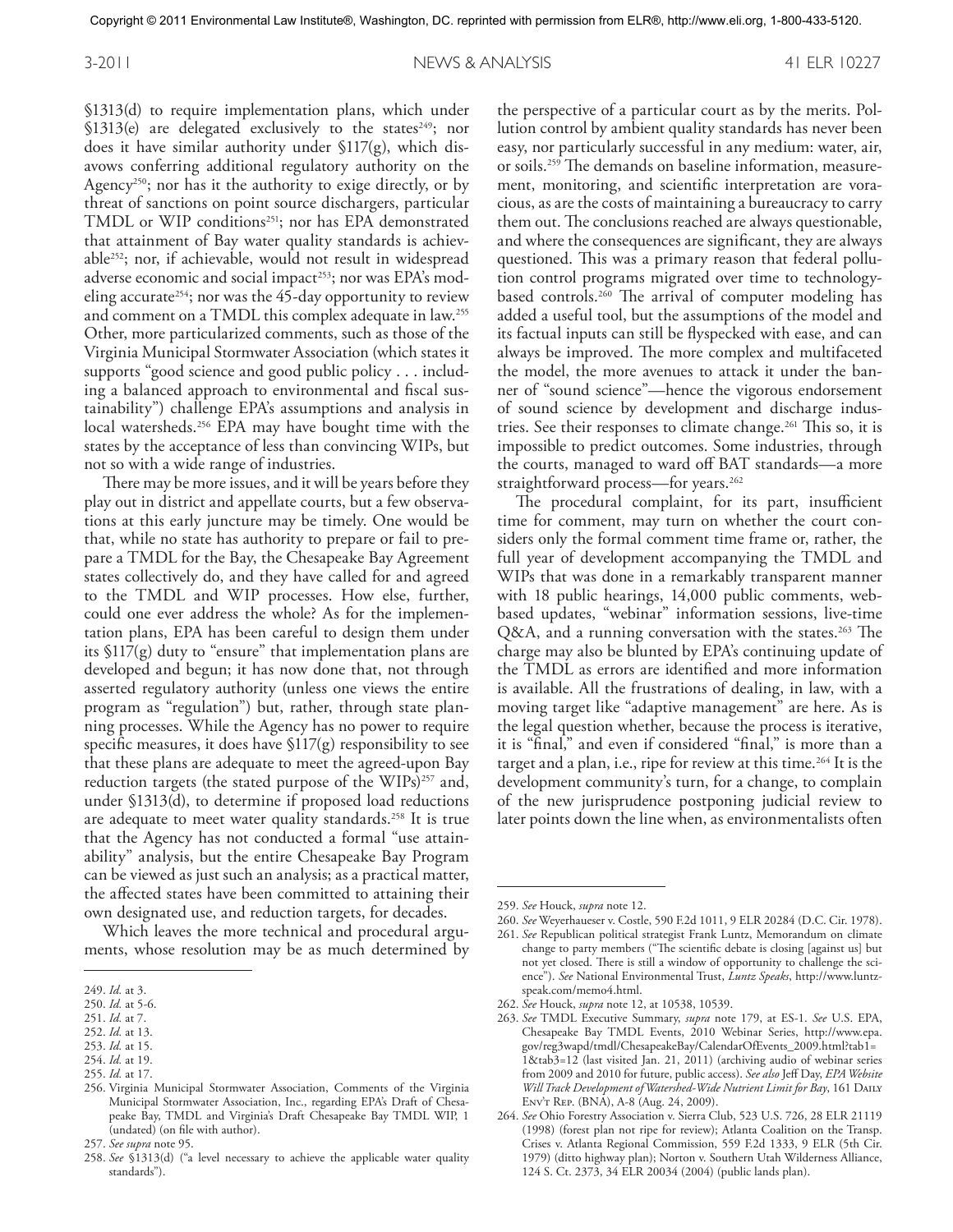§1313(d) to require implementation plans, which under §1313(e) are delegated exclusively to the states[249]; nor does it have similar authority under §117(g), which disavows conferring additional regulatory authority on the Agency[250]; nor has it the authority to exige directly, or by threat of sanctions on point source dischargers, particular TMDL or WIP conditions[251]; nor has EPA demonstrated that attainment of Bay water quality standards is achievable[252]; nor, if achievable, would not result in widespread adverse economic and social impact[253]; nor was EPA's modeling accurate[254]; nor was the 45-day opportunity to review and comment on a TMDL this complex adequate in law.[255] Other, more particularized comments, such as those of the Virginia Municipal Stormwater Association (which states it supports "good science and good public policy . . . including a balanced approach to environmental and fiscal sustainability") challenge EPA's assumptions and analysis in local watersheds.[256] EPA may have bought time with the states by the acceptance of less than convincing WIPs, but not so with a wide range of industries.

There may be more issues, and it will be years before they play out in district and appellate courts, but a few observations at this early juncture may be timely. One would be that, while no state has authority to prepare or fail to prepare a TMDL for the Bay, the Chesapeake Bay Agreement states collectively do, and they have called for and agreed to the TMDL and WIP processes. How else, further, could one ever address the whole? As for the implementation plans, EPA has been careful to design them under its §117(g) duty to "ensure" that implementation plans are developed and begun; it has now done that, not through asserted regulatory authority (unless one views the entire program as "regulation") but, rather, through state planning processes. While the Agency has no power to require specific measures, it does have §117(g) responsibility to see that these plans are adequate to meet the agreed-upon Bay reduction targets (the stated purpose of the WIPs)[257] and, under §1313(d), to determine if proposed load reductions are adequate to meet water quality standards.[258] It is true that the Agency has not conducted a formal "use attainability" analysis, but the entire Chesapeake Bay Program can be viewed as just such an analysis; as a practical matter, the affected states have been committed to attaining their own designated use, and reduction targets, for decades.

Which leaves the more technical and procedural arguments, whose resolution may be as much determined by the perspective of a particular court as by the merits. Pollution control by ambient quality standards has never been easy, nor particularly successful in any medium: water, air, or soils.[259] The demands on baseline information, measurement, monitoring, and scientific interpretation are voracious, as are the costs of maintaining a bureaucracy to carry them out. The conclusions reached are always questionable, and where the consequences are significant, they are always questioned. This was a primary reason that federal pollution control programs migrated over time to technology-based controls.[260] The arrival of computer modeling has added a useful tool, but the assumptions of the model and its factual inputs can still be flyspecked with ease, and can always be improved. The more complex and multifaceted the model, the more avenues to attack it under the banner of "sound science"—hence the vigorous endorsement of sound science by development and discharge industries. See their responses to climate change.[261] This so, it is impossible to predict outcomes. Some industries, through the courts, managed to ward off BAT standards—a more straightforward process—for years.[262]

The procedural complaint, for its part, insufficient time for comment, may turn on whether the court considers only the formal comment time frame or, rather, the full year of development accompanying the TMDL and WIPs that was done in a remarkably transparent manner with 18 public hearings, 14,000 public comments, web-based updates, "webinar" information sessions, live-time Q&A, and a running conversation with the states.[263] The charge may also be blunted by EPA's continuing update of the TMDL as errors are identified and more information is available. All the frustrations of dealing, in law, with a moving target like "adaptive management" are here. As is the legal question whether, because the process is iterative, it is "final," and even if considered "final," is more than a target and a plan, i.e., ripe for review at this time.[264] It is the development community's turn, for a change, to complain of the new jurisprudence postponing judicial review to later points down the line when, as environmentalists often

---

249. *Id.* at 3.

250. *Id.* at 5-6.

251. *Id.* at 7.

252. *Id.* at 13.

253. *Id.* at 15.

254. *Id.* at 19.

255. *Id.* at 17.

256. Virginia Municipal Stormwater Association, Comments of the Virginia Municipal Stormwater Association, Inc., regarding EPA's Draft of Chesapeake Bay, TMDL and Virginia's Draft Chesapeake Bay TMDL WIP, 1 (undated) (on file with author).

257. *See supra* note 95.

258. *See* §1313(d) ("a level necessary to achieve the applicable water quality standards").

259. *See* Houck, *supra* note 12.

260. *See* Weyerhaeuser v. Costle, 590 F.2d 1011, 9 ELR 20284 (D.C. Cir. 1978).

261. *See* Republican political strategist Frank Luntz, Memorandum on climate change to party members ("The scientific debate is closing [against us] but not yet closed. There is still a window of opportunity to challenge the science"). *See* National Environmental Trust, *Luntz Speaks*, http://www.luntzspeak.com/memo4.html.

262. *See* Houck, *supra* note 12, at 10538, 10539.

263. *See* TMDL Executive Summary, *supra* note 179, at ES-1. *See* U.S. EPA, Chesapeake Bay TMDL Events, 2010 Webinar Series, http://www.epa.gov/reg3wapd/tmdl/ChesapeakeBay/CalendarOfEvents_2009.html?tab1=1&tab3=12 (last visited Jan. 21, 2011) (archiving audio of webinar series from 2009 and 2010 for future, public access). *See also* Jeff Day, *EPA Website Will Track Development of Watershed-Wide Nutrient Limit for Bay*, 161 Daily Env't Rep. (BNA), A-8 (Aug. 24, 2009).

264. *See* Ohio Forestry Association v. Sierra Club, 523 U.S. 726, 28 ELR 21119 (1998) (forest plan not ripe for review); Atlanta Coalition on the Transp. Crises v. Atlanta Regional Commission, 559 F.2d 1333, 9 ELR (5th Cir. 1979) (ditto highway plan); Norton v. Southern Utah Wilderness Alliance, 124 S. Ct. 2373, 34 ELR 20034 (2004) (public lands plan).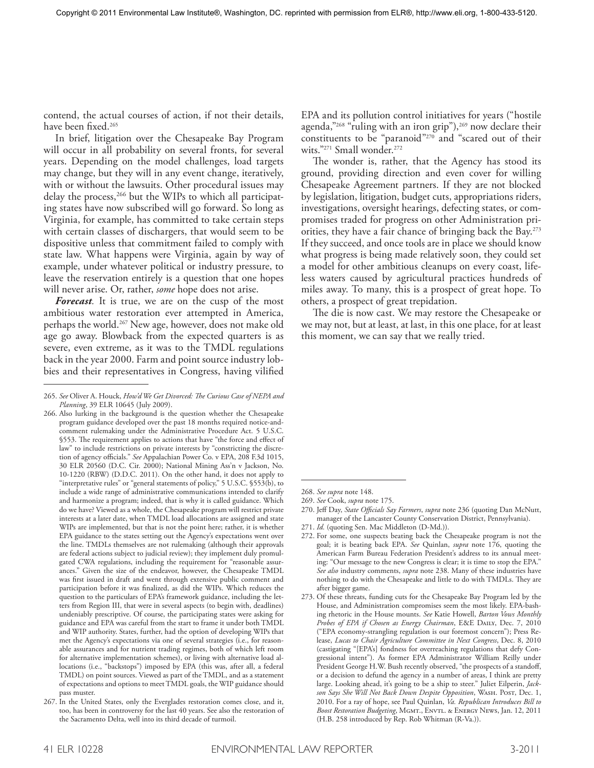contend, the actual courses of action, if not their details, have been fixed.[265]

In brief, litigation over the Chesapeake Bay Program will occur in all probability on several fronts, for several years. Depending on the model challenges, load targets may change, but they will in any event change, iteratively, with or without the lawsuits. Other procedural issues may delay the process,[266] but the WIPs to which all participating states have now subscribed will go forward. So long as Virginia, for example, has committed to take certain steps with certain classes of dischargers, that would seem to be dispositive unless that commitment failed to comply with state law. What happens were Virginia, again by way of example, under whatever political or industry pressure, to leave the reservation entirely is a question that one hopes will never arise. Or, rather, *some* hope does not arise.

***Forecast***. It is true, we are on the cusp of the most ambitious water restoration ever attempted in America, perhaps the world.[267] New age, however, does not make old age go away. Blowback from the expected quarters is as severe, even extreme, as it was to the TMDL regulations back in the year 2000. Farm and point source industry lobbies and their representatives in Congress, having vilified EPA and its pollution control initiatives for years ("hostile agenda,"[268] "ruling with an iron grip"),[269] now declare their constituents to be "paranoid"[270] and "scared out of their wits."[271] Small wonder.[272]

The wonder is, rather, that the Agency has stood its ground, providing direction and even cover for willing Chesapeake Agreement partners. If they are not blocked by legislation, litigation, budget cuts, appropriations riders, investigations, oversight hearings, defecting states, or compromises traded for progress on other Administration priorities, they have a fair chance of bringing back the Bay.[273] If they succeed, and once tools are in place we should know what progress is being made relatively soon, they could set a model for other ambitious cleanups on every coast, lifeless waters caused by agricultural practices hundreds of miles away. To many, this is a prospect of great hope. To others, a prospect of great trepidation.

The die is now cast. We may restore the Chesapeake or we may not, but at least, at last, in this one place, for at least this moment, we can say that we really tried.

---

265. *See* Oliver A. Houck, *How'd We Get Divorced: The Curious Case of NEPA and Planning*, 39 ELR 10645 (July 2009).

266. Also lurking in the background is the question whether the Chesapeake program guidance developed over the past 18 months required notice-and-comment rulemaking under the Administrative Procedure Act. 5 U.S.C. §553. The requirement applies to actions that have "the force and effect of law" to include restrictions on private interests by "constricting the discretion of agency officials." *See* Appalachian Power Co. v EPA, 208 F.3d 1015, 30 ELR 20560 (D.C. Cir. 2000); National Mining Ass'n v Jackson, No. 10-1220 (RBW) (D.D.C. 2011). On the other hand, it does not apply to "interpretative rules" or "general statements of policy," 5 U.S.C. §553(b), to include a wide range of administrative communications intended to clarify and harmonize a program; indeed, that is why it is called guidance. Which do we have? Viewed as a whole, the Chesapeake program will restrict private interests at a later date, when TMDL load allocations are assigned and state WIPs are implemented, but that is not the point here; rather, it is whether EPA guidance to the states setting out the Agency's expectations went over the line. TMDLs themselves are not rulemaking (although their approvals are federal actions subject to judicial review); they implement duly promulgated CWA regulations, including the requirement for "reasonable assurances." Given the size of the endeavor, however, the Chesapeake TMDL was first issued in draft and went through extensive public comment and participation before it was finalized, as did the WIPs. Which reduces the question to the particulars of EPA's framework guidance, including the letters from Region III, that were in several aspects (to begin with, deadlines) undeniably prescriptive. Of course, the participating states were asking for guidance and EPA was careful from the start to frame it under both TMDL and WIP authority. States, further, had the option of developing WIPs that met the Agency's expectations via one of several strategies (i.e., for reasonable assurances and for nutrient trading regimes, both of which left room for alternative implementation schemes), or living with alternative load allocations (i.e., "backstops") imposed by EPA (this was, after all, a federal TMDL) on point sources. Viewed as part of the TMDL, and as a statement of expectations and options to meet TMDL goals, the WIP guidance should pass muster.

267. In the United States, only the Everglades restoration comes close, and it, too, has been in controversy for the last 40 years. See also the restoration of the Sacramento Delta, well into its third decade of turmoil.

268. *See supra* note 148.

269. *See* Cook, *supra* note 175.

270. Jeff Day, *State Officials Say Farmers*, *supra* note 236 (quoting Dan McNutt, manager of the Lancaster County Conservation District, Pennsylvania).

271. *Id.* (quoting Sen. Mac Middleton (D-Md.)).

272. For some, one suspects beating back the Chesapeake program is not the goal; it is beating back EPA. *See* Quinlan, *supra* note 176, quoting the American Farm Bureau Federation President's address to its annual meeting: "Our message to the new Congress is clear; it is time to stop the EPA." *See also* industry comments, *supra* note 238. Many of these industries have nothing to do with the Chesapeake and little to do with TMDLs. They are after bigger game.

273. Of these threats, funding cuts for the Chesapeake Bay Program led by the House, and Administration compromises seem the most likely. EPA-bashing rhetoric in the House mounts. *See* Katie Howell, *Barton Vows Monthly Probes of EPA if Chosen as Energy Chairman*, E&E Daily, Dec. 7, 2010 ("EPA economy-strangling regulation is our foremost concern"); Press Release, *Lucas to Chair Agriculture Committee in Next Congress*, Dec. 8, 2010 (castigating "[EPA's] fondness for overreaching regulations that defy Congressional intent"). As former EPA Administrator William Reilly under President George H.W. Bush recently observed, "the prospects of a standoff, or a decision to defund the agency in a number of areas, I think are pretty large. Looking ahead, it's going to be a ship to steer." Juliet Eilperin, *Jackson Says She Will Not Back Down Despite Opposition*, Wash. Post, Dec. 1, 2010. For a ray of hope, see Paul Quinlan, *Va. Republican Introduces Bill to Boost Restoration Budgeting*, Mgmt., Envtl. & Energy News, Jan. 12, 2011 (H.B. 258 introduced by Rep. Rob Whitman (R-Va.)).